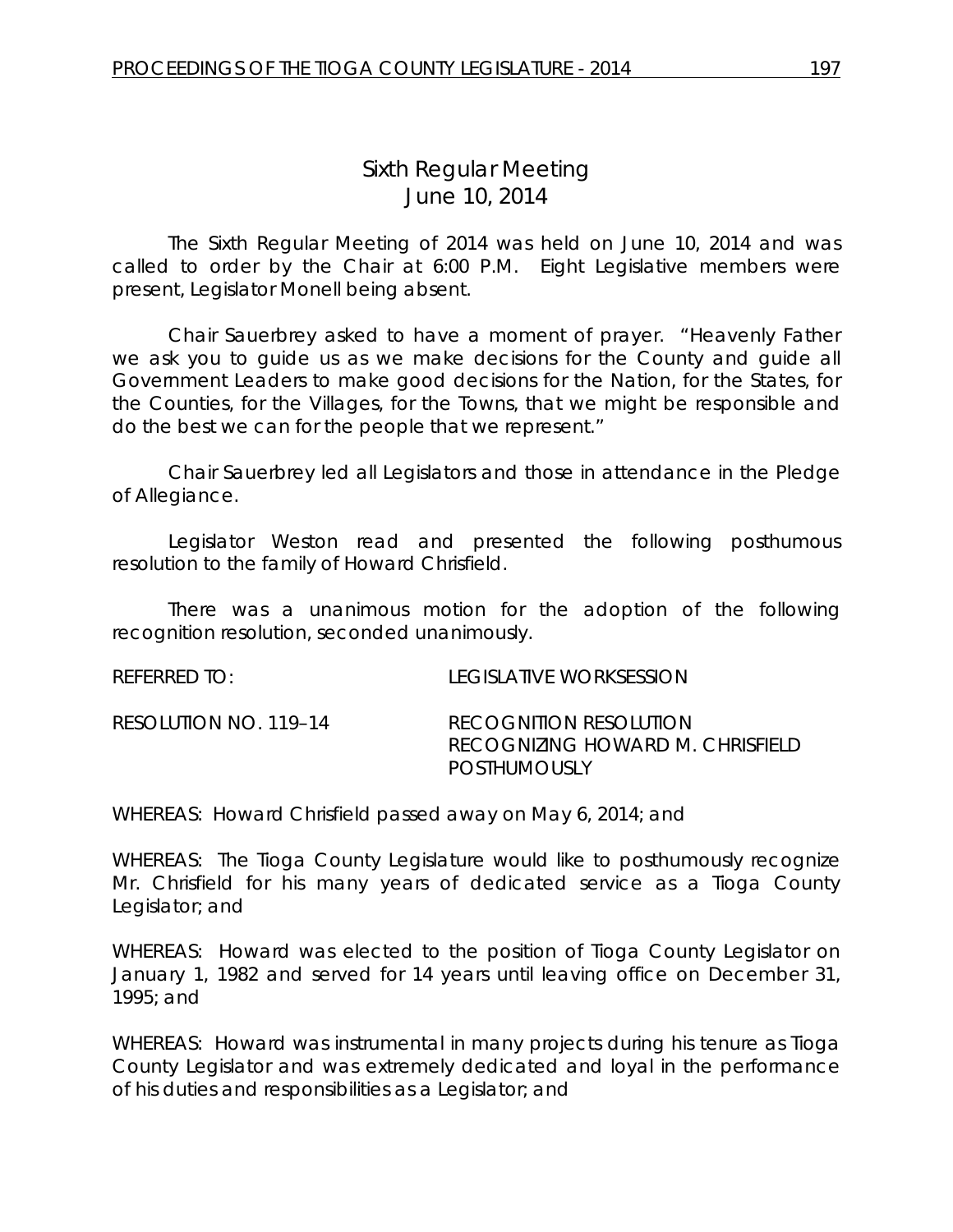# Sixth Regular Meeting
## June 10, 2014

The Sixth Regular Meeting of 2014 was held on June 10, 2014 and was called to order by the Chair at 6:00 P.M. Eight Legislative members were present, Legislator Monell being absent.

Chair Sauerbrey asked to have a moment of prayer. "Heavenly Father we ask you to guide us as we make decisions for the County and guide all Government Leaders to make good decisions for the Nation, for the States, for the Counties, for the Villages, for the Towns, that we might be responsible and do the best we can for the people that we represent."

Chair Sauerbrey led all Legislators and those in attendance in the Pledge of Allegiance.

Legislator Weston read and presented the following posthumous resolution to the family of Howard Chrisfield.

There was a unanimous motion for the adoption of the following recognition resolution, seconded unanimously.

REFERRED TO: LEGISLATIVE WORKSESSION

RESOLUTION NO. 119–14 RECOGNITION RESOLUTION
RECOGNIZING HOWARD M. CHRISFIELD
POSTHUMOUSLY

WHEREAS: Howard Chrisfield passed away on May 6, 2014; and

WHEREAS: The Tioga County Legislature would like to posthumously recognize Mr. Chrisfield for his many years of dedicated service as a Tioga County Legislator; and

WHEREAS: Howard was elected to the position of Tioga County Legislator on January 1, 1982 and served for 14 years until leaving office on December 31, 1995; and

WHEREAS: Howard was instrumental in many projects during his tenure as Tioga County Legislator and was extremely dedicated and loyal in the performance of his duties and responsibilities as a Legislator; and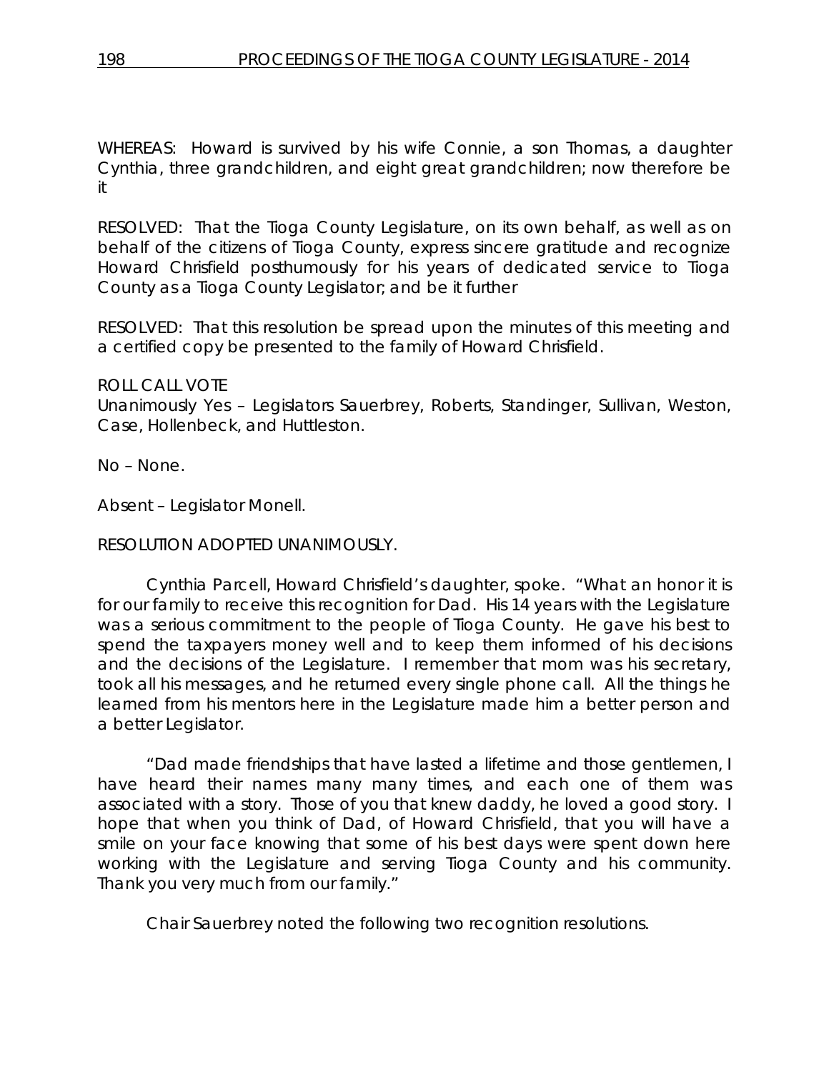WHEREAS: Howard is survived by his wife Connie, a son Thomas, a daughter Cynthia, three grandchildren, and eight great grandchildren; now therefore be it

RESOLVED: That the Tioga County Legislature, on its own behalf, as well as on behalf of the citizens of Tioga County, express sincere gratitude and recognize Howard Chrisfield posthumously for his years of dedicated service to Tioga County as a Tioga County Legislator; and be it further

RESOLVED: That this resolution be spread upon the minutes of this meeting and a certified copy be presented to the family of Howard Chrisfield.

ROLL CALL VOTE
Unanimously Yes – Legislators Sauerbrey, Roberts, Standinger, Sullivan, Weston, Case, Hollenbeck, and Huttleston.

No – None.

Absent – Legislator Monell.

RESOLUTION ADOPTED UNANIMOUSLY.

Cynthia Parcell, Howard Chrisfield's daughter, spoke. "What an honor it is for our family to receive this recognition for Dad. His 14 years with the Legislature was a serious commitment to the people of Tioga County. He gave his best to spend the taxpayers money well and to keep them informed of his decisions and the decisions of the Legislature. I remember that mom was his secretary, took all his messages, and he returned every single phone call. All the things he learned from his mentors here in the Legislature made him a better person and a better Legislator.

"Dad made friendships that have lasted a lifetime and those gentlemen, I have heard their names many many times, and each one of them was associated with a story. Those of you that knew daddy, he loved a good story. I hope that when you think of Dad, of Howard Chrisfield, that you will have a smile on your face knowing that some of his best days were spent down here working with the Legislature and serving Tioga County and his community. Thank you very much from our family."

Chair Sauerbrey noted the following two recognition resolutions.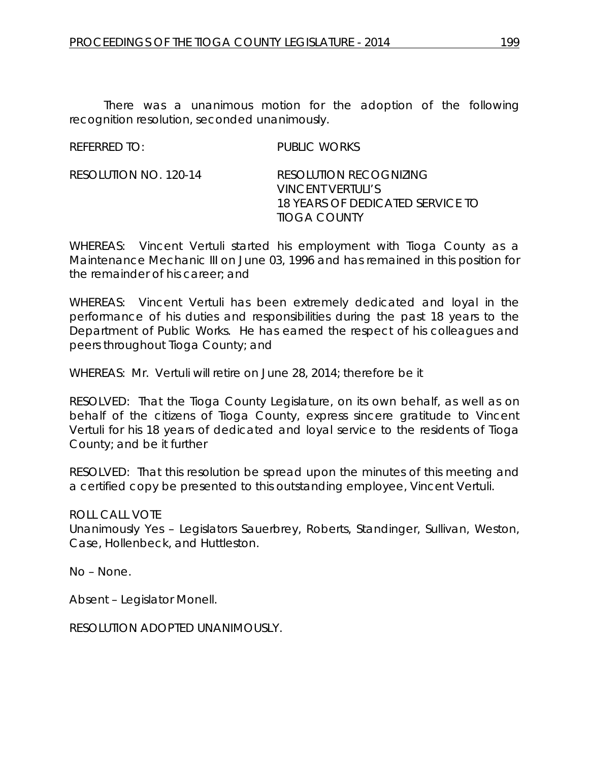There was a unanimous motion for the adoption of the following recognition resolution, seconded unanimously.

REFERRED TO: PUBLIC WORKS

RESOLUTION NO. 120-14 RESOLUTION RECOGNIZING VINCENT VERTULI'S 18 YEARS OF DEDICATED SERVICE TO TIOGA COUNTY

WHEREAS: Vincent Vertuli started his employment with Tioga County as a Maintenance Mechanic III on June 03, 1996 and has remained in this position for the remainder of his career; and

WHEREAS: Vincent Vertuli has been extremely dedicated and loyal in the performance of his duties and responsibilities during the past 18 years to the Department of Public Works. He has earned the respect of his colleagues and peers throughout Tioga County; and

WHEREAS: Mr. Vertuli will retire on June 28, 2014; therefore be it

RESOLVED: That the Tioga County Legislature, on its own behalf, as well as on behalf of the citizens of Tioga County, express sincere gratitude to Vincent Vertuli for his 18 years of dedicated and loyal service to the residents of Tioga County; and be it further

RESOLVED: That this resolution be spread upon the minutes of this meeting and a certified copy be presented to this outstanding employee, Vincent Vertuli.

ROLL CALL VOTE
Unanimously Yes – Legislators Sauerbrey, Roberts, Standinger, Sullivan, Weston, Case, Hollenbeck, and Huttleston.

No – None.

Absent – Legislator Monell.

RESOLUTION ADOPTED UNANIMOUSLY.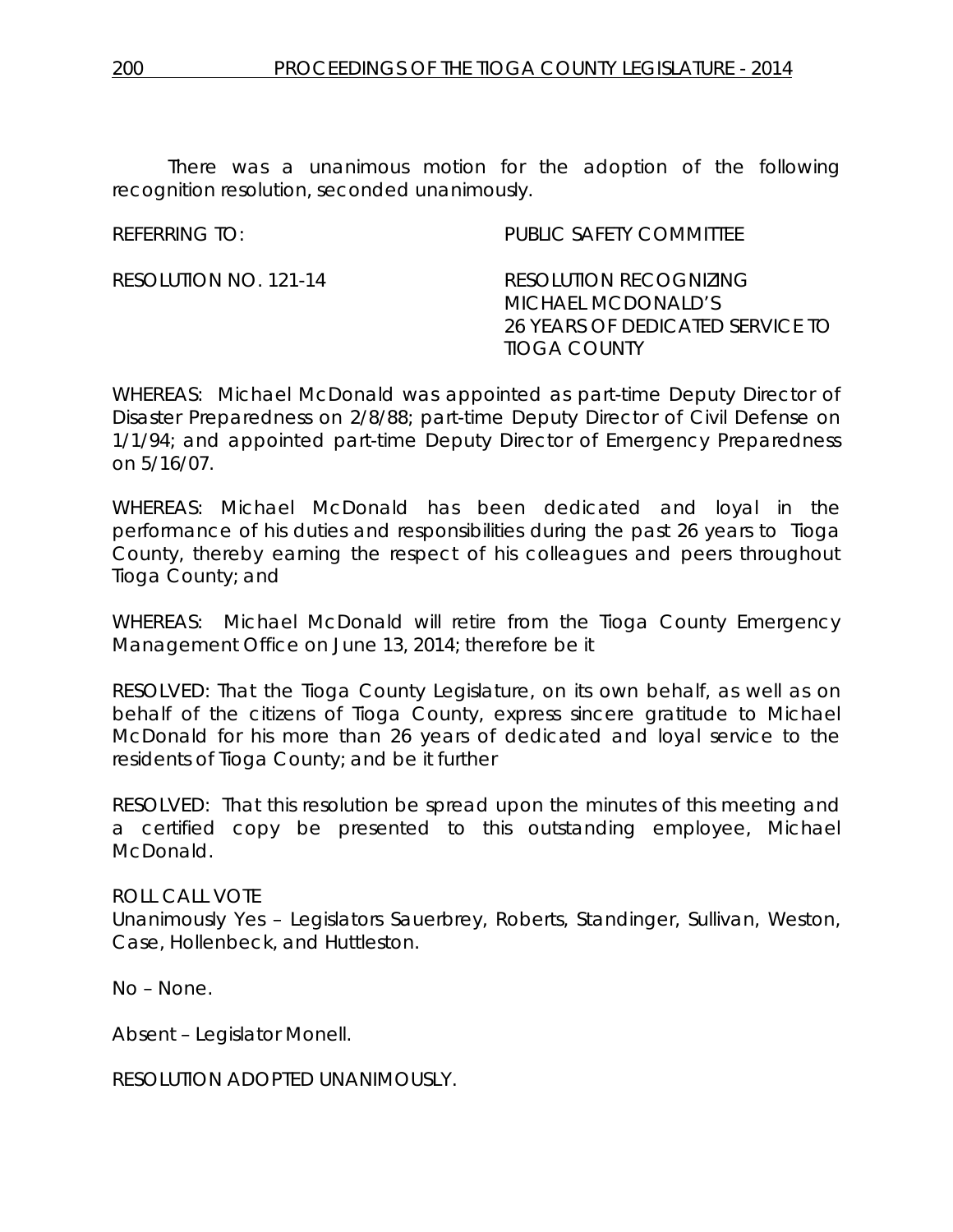There was a unanimous motion for the adoption of the following recognition resolution, seconded unanimously.

REFERRING TO: PUBLIC SAFETY COMMITTEE

RESOLUTION NO. 121-14 RESOLUTION RECOGNIZING MICHAEL MCDONALD'S 26 YEARS OF DEDICATED SERVICE TO TIOGA COUNTY

WHEREAS: Michael McDonald was appointed as part-time Deputy Director of Disaster Preparedness on 2/8/88; part-time Deputy Director of Civil Defense on 1/1/94; and appointed part-time Deputy Director of Emergency Preparedness on 5/16/07.

WHEREAS: Michael McDonald has been dedicated and loyal in the performance of his duties and responsibilities during the past 26 years to Tioga County, thereby earning the respect of his colleagues and peers throughout Tioga County; and

WHEREAS: Michael McDonald will retire from the Tioga County Emergency Management Office on June 13, 2014; therefore be it

RESOLVED: That the Tioga County Legislature, on its own behalf, as well as on behalf of the citizens of Tioga County, express sincere gratitude to Michael McDonald for his more than 26 years of dedicated and loyal service to the residents of Tioga County; and be it further

RESOLVED: That this resolution be spread upon the minutes of this meeting and a certified copy be presented to this outstanding employee, Michael McDonald.

ROLL CALL VOTE
Unanimously Yes – Legislators Sauerbrey, Roberts, Standinger, Sullivan, Weston, Case, Hollenbeck, and Huttleston.

No – None.

Absent – Legislator Monell.

RESOLUTION ADOPTED UNANIMOUSLY.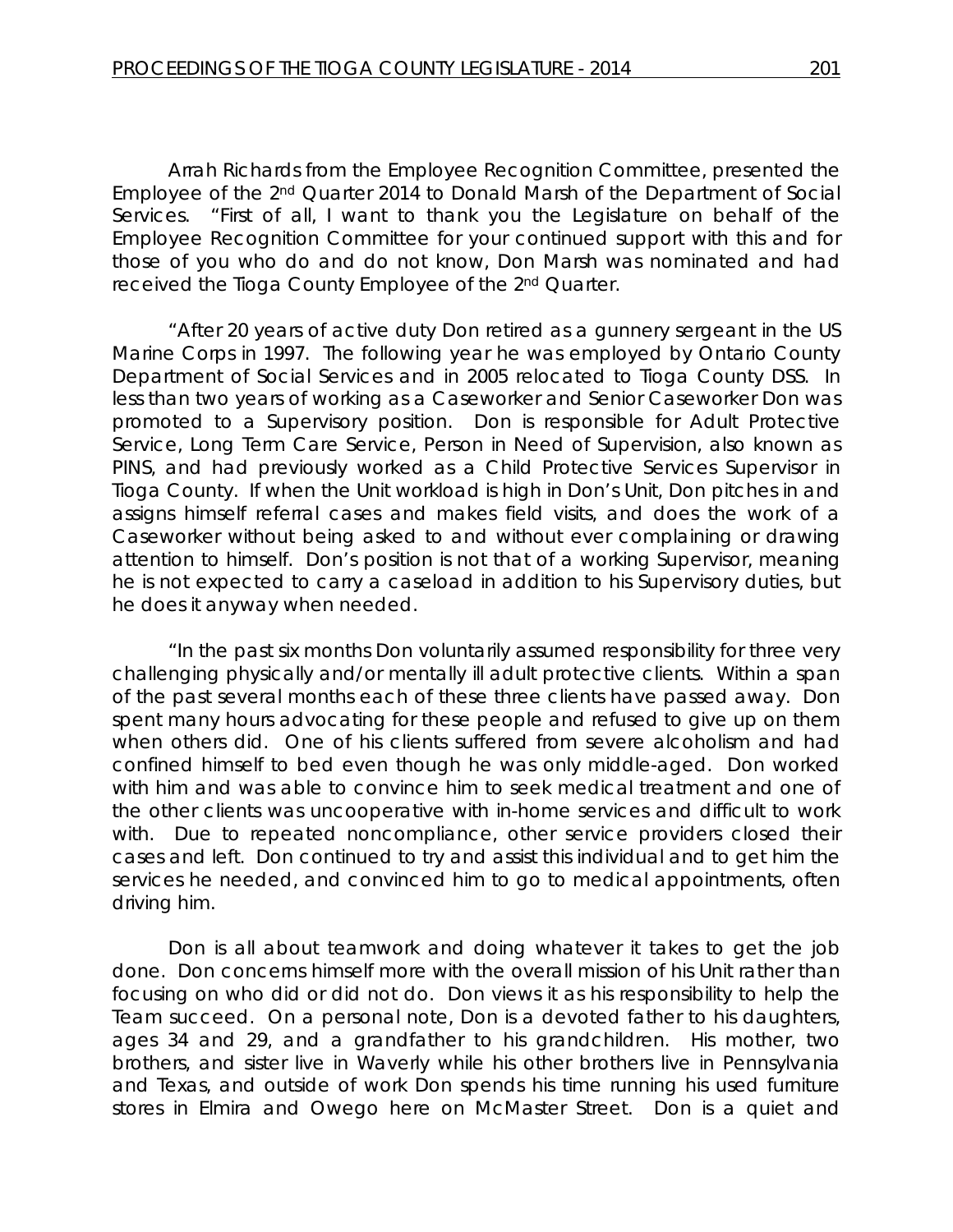Arrah Richards from the Employee Recognition Committee, presented the Employee of the 2nd Quarter 2014 to Donald Marsh of the Department of Social Services. "First of all, I want to thank you the Legislature on behalf of the Employee Recognition Committee for your continued support with this and for those of you who do and do not know, Don Marsh was nominated and had received the Tioga County Employee of the 2nd Quarter.

"After 20 years of active duty Don retired as a gunnery sergeant in the US Marine Corps in 1997. The following year he was employed by Ontario County Department of Social Services and in 2005 relocated to Tioga County DSS. In less than two years of working as a Caseworker and Senior Caseworker Don was promoted to a Supervisory position. Don is responsible for Adult Protective Service, Long Term Care Service, Person in Need of Supervision, also known as PINS, and had previously worked as a Child Protective Services Supervisor in Tioga County. If when the Unit workload is high in Don's Unit, Don pitches in and assigns himself referral cases and makes field visits, and does the work of a Caseworker without being asked to and without ever complaining or drawing attention to himself. Don's position is not that of a working Supervisor, meaning he is not expected to carry a caseload in addition to his Supervisory duties, but he does it anyway when needed.

"In the past six months Don voluntarily assumed responsibility for three very challenging physically and/or mentally ill adult protective clients. Within a span of the past several months each of these three clients have passed away. Don spent many hours advocating for these people and refused to give up on them when others did. One of his clients suffered from severe alcoholism and had confined himself to bed even though he was only middle-aged. Don worked with him and was able to convince him to seek medical treatment and one of the other clients was uncooperative with in-home services and difficult to work with. Due to repeated noncompliance, other service providers closed their cases and left. Don continued to try and assist this individual and to get him the services he needed, and convinced him to go to medical appointments, often driving him.

Don is all about teamwork and doing whatever it takes to get the job done. Don concerns himself more with the overall mission of his Unit rather than focusing on who did or did not do. Don views it as his responsibility to help the Team succeed. On a personal note, Don is a devoted father to his daughters, ages 34 and 29, and a grandfather to his grandchildren. His mother, two brothers, and sister live in Waverly while his other brothers live in Pennsylvania and Texas, and outside of work Don spends his time running his used furniture stores in Elmira and Owego here on McMaster Street. Don is a quiet and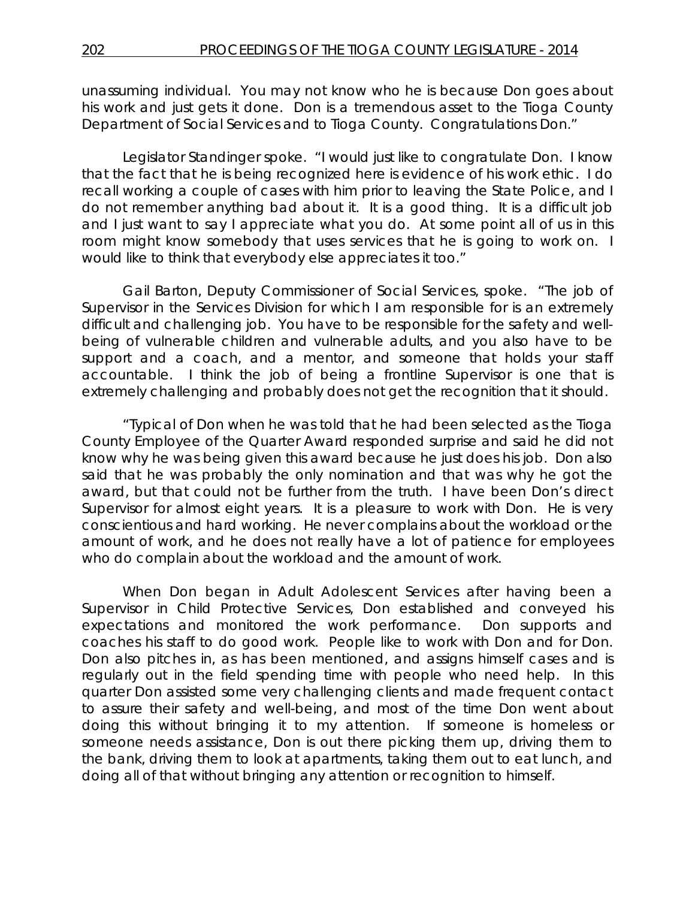unassuming individual. You may not know who he is because Don goes about his work and just gets it done. Don is a tremendous asset to the Tioga County Department of Social Services and to Tioga County. Congratulations Don."

Legislator Standinger spoke. "I would just like to congratulate Don. I know that the fact that he is being recognized here is evidence of his work ethic. I do recall working a couple of cases with him prior to leaving the State Police, and I do not remember anything bad about it. It is a good thing. It is a difficult job and I just want to say I appreciate what you do. At some point all of us in this room might know somebody that uses services that he is going to work on. I would like to think that everybody else appreciates it too."

Gail Barton, Deputy Commissioner of Social Services, spoke. "The job of Supervisor in the Services Division for which I am responsible for is an extremely difficult and challenging job. You have to be responsible for the safety and well-being of vulnerable children and vulnerable adults, and you also have to be support and a coach, and a mentor, and someone that holds your staff accountable. I think the job of being a frontline Supervisor is one that is extremely challenging and probably does not get the recognition that it should.

"Typical of Don when he was told that he had been selected as the Tioga County Employee of the Quarter Award responded surprise and said he did not know why he was being given this award because he just does his job. Don also said that he was probably the only nomination and that was why he got the award, but that could not be further from the truth. I have been Don's direct Supervisor for almost eight years. It is a pleasure to work with Don. He is very conscientious and hard working. He never complains about the workload or the amount of work, and he does not really have a lot of patience for employees who do complain about the workload and the amount of work.

When Don began in Adult Adolescent Services after having been a Supervisor in Child Protective Services, Don established and conveyed his expectations and monitored the work performance. Don supports and coaches his staff to do good work. People like to work with Don and for Don. Don also pitches in, as has been mentioned, and assigns himself cases and is regularly out in the field spending time with people who need help. In this quarter Don assisted some very challenging clients and made frequent contact to assure their safety and well-being, and most of the time Don went about doing this without bringing it to my attention. If someone is homeless or someone needs assistance, Don is out there picking them up, driving them to the bank, driving them to look at apartments, taking them out to eat lunch, and doing all of that without bringing any attention or recognition to himself.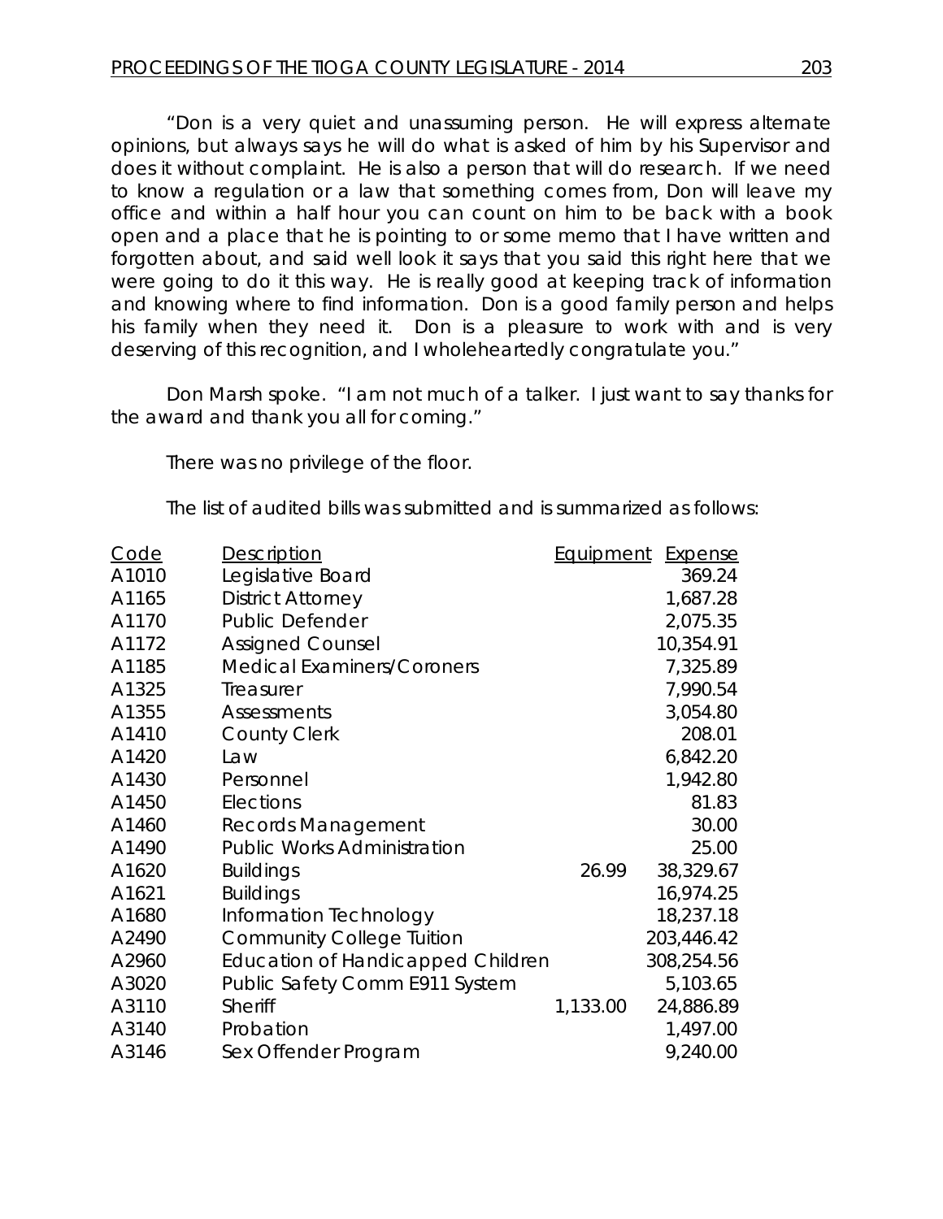"Don is a very quiet and unassuming person. He will express alternate opinions, but always says he will do what is asked of him by his Supervisor and does it without complaint. He is also a person that will do research. If we need to know a regulation or a law that something comes from, Don will leave my office and within a half hour you can count on him to be back with a book open and a place that he is pointing to or some memo that I have written and forgotten about, and said well look it says that you said this right here that we were going to do it this way. He is really good at keeping track of information and knowing where to find information. Don is a good family person and helps his family when they need it. Don is a pleasure to work with and is very deserving of this recognition, and I wholeheartedly congratulate you."

Don Marsh spoke. "I am not much of a talker. I just want to say thanks for the award and thank you all for coming."

There was no privilege of the floor.

The list of audited bills was submitted and is summarized as follows:

| Code | Description | Equipment | Expense |
|---|---|---|---|
| A1010 | Legislative Board | | 369.24 |
| A1165 | District Attorney | | 1,687.28 |
| A1170 | Public Defender | | 2,075.35 |
| A1172 | Assigned Counsel | | 10,354.91 |
| A1185 | Medical Examiners/Coroners | | 7,325.89 |
| A1325 | Treasurer | | 7,990.54 |
| A1355 | Assessments | | 3,054.80 |
| A1410 | County Clerk | | 208.01 |
| A1420 | Law | | 6,842.20 |
| A1430 | Personnel | | 1,942.80 |
| A1450 | Elections | | 81.83 |
| A1460 | Records Management | | 30.00 |
| A1490 | Public Works Administration | | 25.00 |
| A1620 | Buildings | 26.99 | 38,329.67 |
| A1621 | Buildings | | 16,974.25 |
| A1680 | Information Technology | | 18,237.18 |
| A2490 | Community College Tuition | | 203,446.42 |
| A2960 | Education of Handicapped Children | | 308,254.56 |
| A3020 | Public Safety Comm E911 System | | 5,103.65 |
| A3110 | Sheriff | 1,133.00 | 24,886.89 |
| A3140 | Probation | | 1,497.00 |
| A3146 | Sex Offender Program | | 9,240.00 |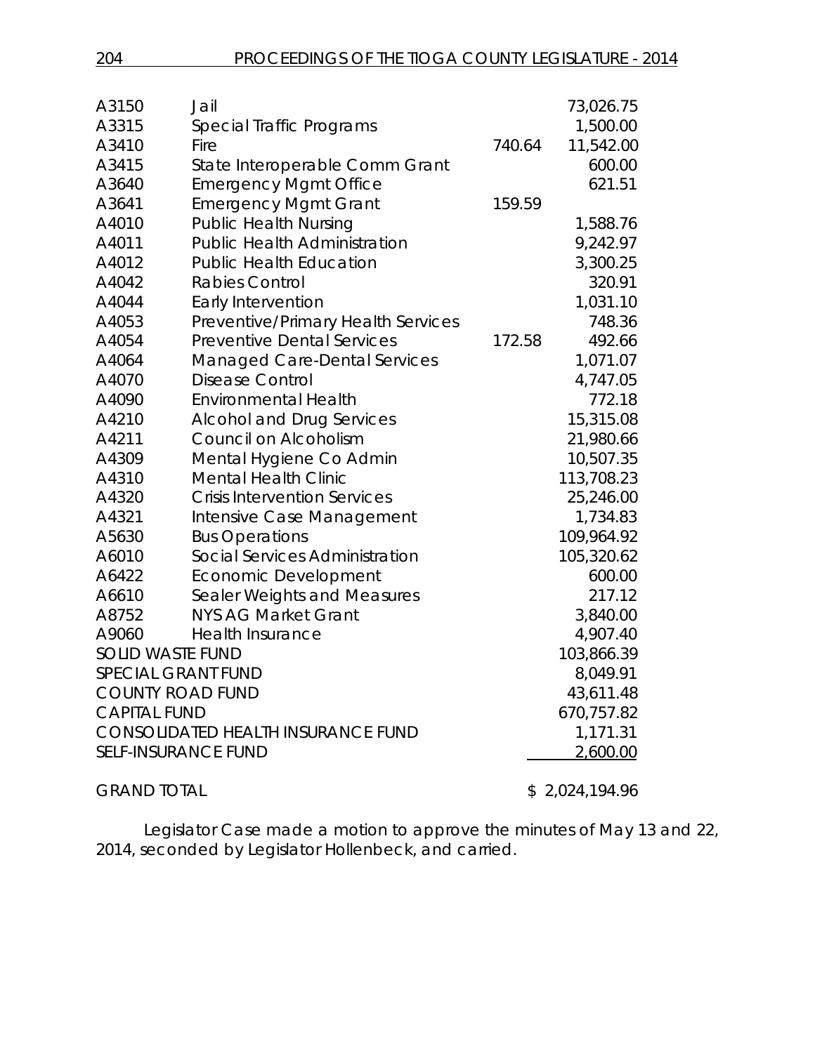| | | | |
|---|---|---|---|
| A3150 | Jail | | 73,026.75 |
| A3315 | Special Traffic Programs | | 1,500.00 |
| A3410 | Fire | 740.64 | 11,542.00 |
| A3415 | State Interoperable Comm Grant | | 600.00 |
| A3640 | Emergency Mgmt Office | | 621.51 |
| A3641 | Emergency Mgmt Grant | 159.59 | |
| A4010 | Public Health Nursing | | 1,588.76 |
| A4011 | Public Health Administration | | 9,242.97 |
| A4012 | Public Health Education | | 3,300.25 |
| A4042 | Rabies Control | | 320.91 |
| A4044 | Early Intervention | | 1,031.10 |
| A4053 | Preventive/Primary Health Services | | 748.36 |
| A4054 | Preventive Dental Services | 172.58 | 492.66 |
| A4064 | Managed Care-Dental Services | | 1,071.07 |
| A4070 | Disease Control | | 4,747.05 |
| A4090 | Environmental Health | | 772.18 |
| A4210 | Alcohol and Drug Services | | 15,315.08 |
| A4211 | Council on Alcoholism | | 21,980.66 |
| A4309 | Mental Hygiene Co Admin | | 10,507.35 |
| A4310 | Mental Health Clinic | | 113,708.23 |
| A4320 | Crisis Intervention Services | | 25,246.00 |
| A4321 | Intensive Case Management | | 1,734.83 |
| A5630 | Bus Operations | | 109,964.92 |
| A6010 | Social Services Administration | | 105,320.62 |
| A6422 | Economic Development | | 600.00 |
| A6610 | Sealer Weights and Measures | | 217.12 |
| A8752 | NYS AG Market Grant | | 3,840.00 |
| A9060 | Health Insurance | | 4,907.40 |
| SOLID WASTE FUND | | | 103,866.39 |
| SPECIAL GRANT FUND | | | 8,049.91 |
| COUNTY ROAD FUND | | | 43,611.48 |
| CAPITAL FUND | | | 670,757.82 |
| CONSOLIDATED HEALTH INSURANCE FUND | | | 1,171.31 |
| SELF-INSURANCE FUND | | | 2,600.00 |
| GRAND TOTAL | | | $ 2,024,194.96 |

Legislator Case made a motion to approve the minutes of May 13 and 22, 2014, seconded by Legislator Hollenbeck, and carried.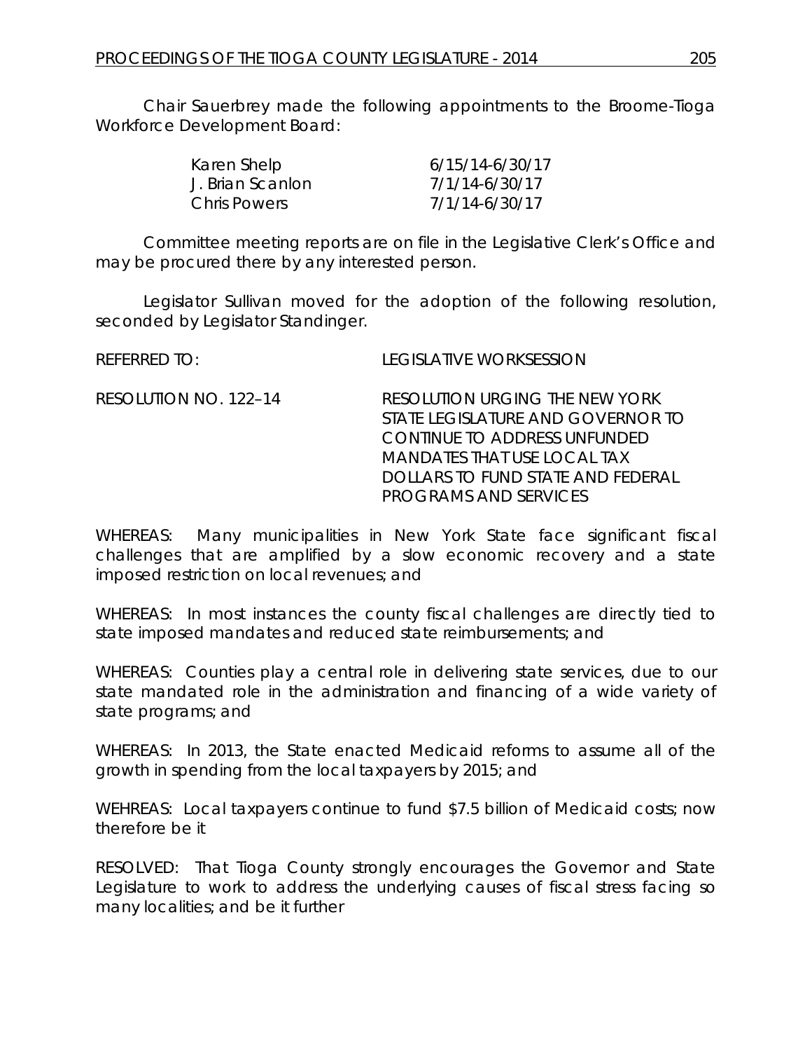Chair Sauerbrey made the following appointments to the Broome-Tioga Workforce Development Board:

| | |
|---|---|
| Karen Shelp | 6/15/14-6/30/17 |
| J. Brian Scanlon | 7/1/14-6/30/17 |
| Chris Powers | 7/1/14-6/30/17 |

Committee meeting reports are on file in the Legislative Clerk's Office and may be procured there by any interested person.

Legislator Sullivan moved for the adoption of the following resolution, seconded by Legislator Standinger.

REFERRED TO: LEGISLATIVE WORKSESSION

RESOLUTION NO. 122–14 RESOLUTION URGING THE NEW YORK STATE LEGISLATURE AND GOVERNOR TO CONTINUE TO ADDRESS UNFUNDED MANDATES THAT USE LOCAL TAX DOLLARS TO FUND STATE AND FEDERAL PROGRAMS AND SERVICES

WHEREAS: Many municipalities in New York State face significant fiscal challenges that are amplified by a slow economic recovery and a state imposed restriction on local revenues; and

WHEREAS: In most instances the county fiscal challenges are directly tied to state imposed mandates and reduced state reimbursements; and

WHEREAS: Counties play a central role in delivering state services, due to our state mandated role in the administration and financing of a wide variety of state programs; and

WHEREAS: In 2013, the State enacted Medicaid reforms to assume all of the growth in spending from the local taxpayers by 2015; and

WEHREAS: Local taxpayers continue to fund $7.5 billion of Medicaid costs; now therefore be it

RESOLVED: That Tioga County strongly encourages the Governor and State Legislature to work to address the underlying causes of fiscal stress facing so many localities; and be it further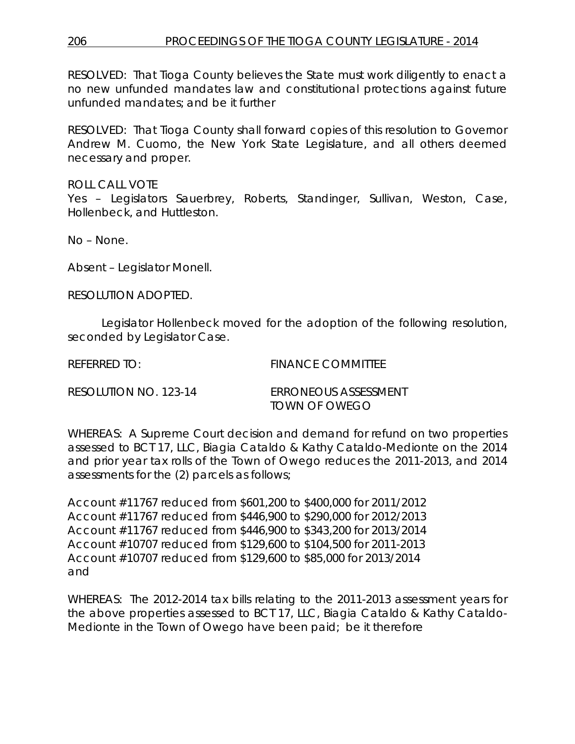RESOLVED: That Tioga County believes the State must work diligently to enact a no new unfunded mandates law and constitutional protections against future unfunded mandates; and be it further

RESOLVED: That Tioga County shall forward copies of this resolution to Governor Andrew M. Cuomo, the New York State Legislature, and all others deemed necessary and proper.

ROLL CALL VOTE
Yes – Legislators Sauerbrey, Roberts, Standinger, Sullivan, Weston, Case, Hollenbeck, and Huttleston.

No – None.

Absent – Legislator Monell.

RESOLUTION ADOPTED.

Legislator Hollenbeck moved for the adoption of the following resolution, seconded by Legislator Case.

REFERRED TO: FINANCE COMMITTEE

RESOLUTION NO. 123-14 ERRONEOUS ASSESSMENT TOWN OF OWEGO

WHEREAS: A Supreme Court decision and demand for refund on two properties assessed to BCT 17, LLC, Biagia Cataldo & Kathy Cataldo-Medionte on the 2014 and prior year tax rolls of the Town of Owego reduces the 2011-2013, and 2014 assessments for the (2) parcels as follows;

Account #11767 reduced from $601,200 to $400,000 for 2011/2012
Account #11767 reduced from $446,900 to $290,000 for 2012/2013
Account #11767 reduced from $446,900 to $343,200 for 2013/2014
Account #10707 reduced from $129,600 to $104,500 for 2011-2013
Account #10707 reduced from $129,600 to $85,000 for 2013/2014
and

WHEREAS: The 2012-2014 tax bills relating to the 2011-2013 assessment years for the above properties assessed to BCT 17, LLC, Biagia Cataldo & Kathy Cataldo-Medionte in the Town of Owego have been paid; be it therefore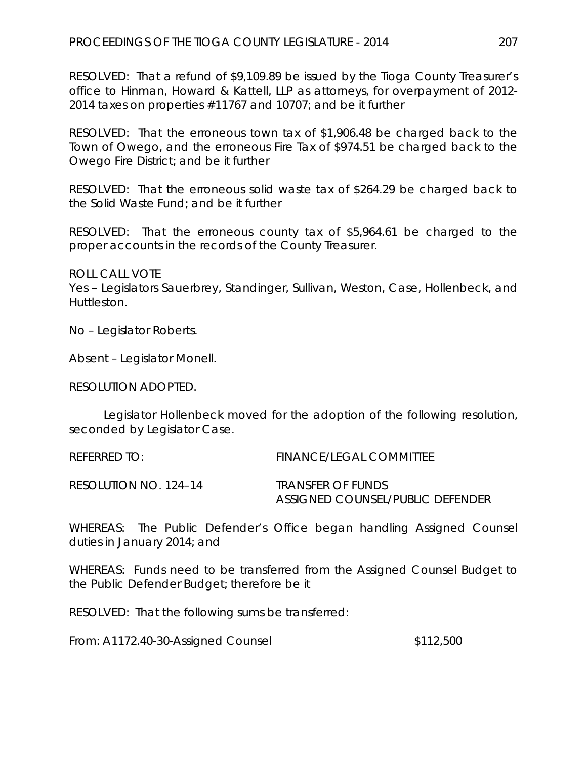RESOLVED: That a refund of $9,109.89 be issued by the Tioga County Treasurer's office to Hinman, Howard & Kattell, LLP as attorneys, for overpayment of 2012-2014 taxes on properties #11767 and 10707; and be it further

RESOLVED: That the erroneous town tax of $1,906.48 be charged back to the Town of Owego, and the erroneous Fire Tax of $974.51 be charged back to the Owego Fire District; and be it further

RESOLVED: That the erroneous solid waste tax of $264.29 be charged back to the Solid Waste Fund; and be it further

RESOLVED: That the erroneous county tax of $5,964.61 be charged to the proper accounts in the records of the County Treasurer.

ROLL CALL VOTE
Yes – Legislators Sauerbrey, Standinger, Sullivan, Weston, Case, Hollenbeck, and Huttleston.

No – Legislator Roberts.

Absent – Legislator Monell.

RESOLUTION ADOPTED.

Legislator Hollenbeck moved for the adoption of the following resolution, seconded by Legislator Case.

REFERRED TO: FINANCE/LEGAL COMMITTEE

RESOLUTION NO. 124–14 TRANSFER OF FUNDS
ASSIGNED COUNSEL/PUBLIC DEFENDER

WHEREAS: The Public Defender's Office began handling Assigned Counsel duties in January 2014; and

WHEREAS: Funds need to be transferred from the Assigned Counsel Budget to the Public Defender Budget; therefore be it

RESOLVED: That the following sums be transferred:

From: A1172.40-30-Assigned Counsel $112,500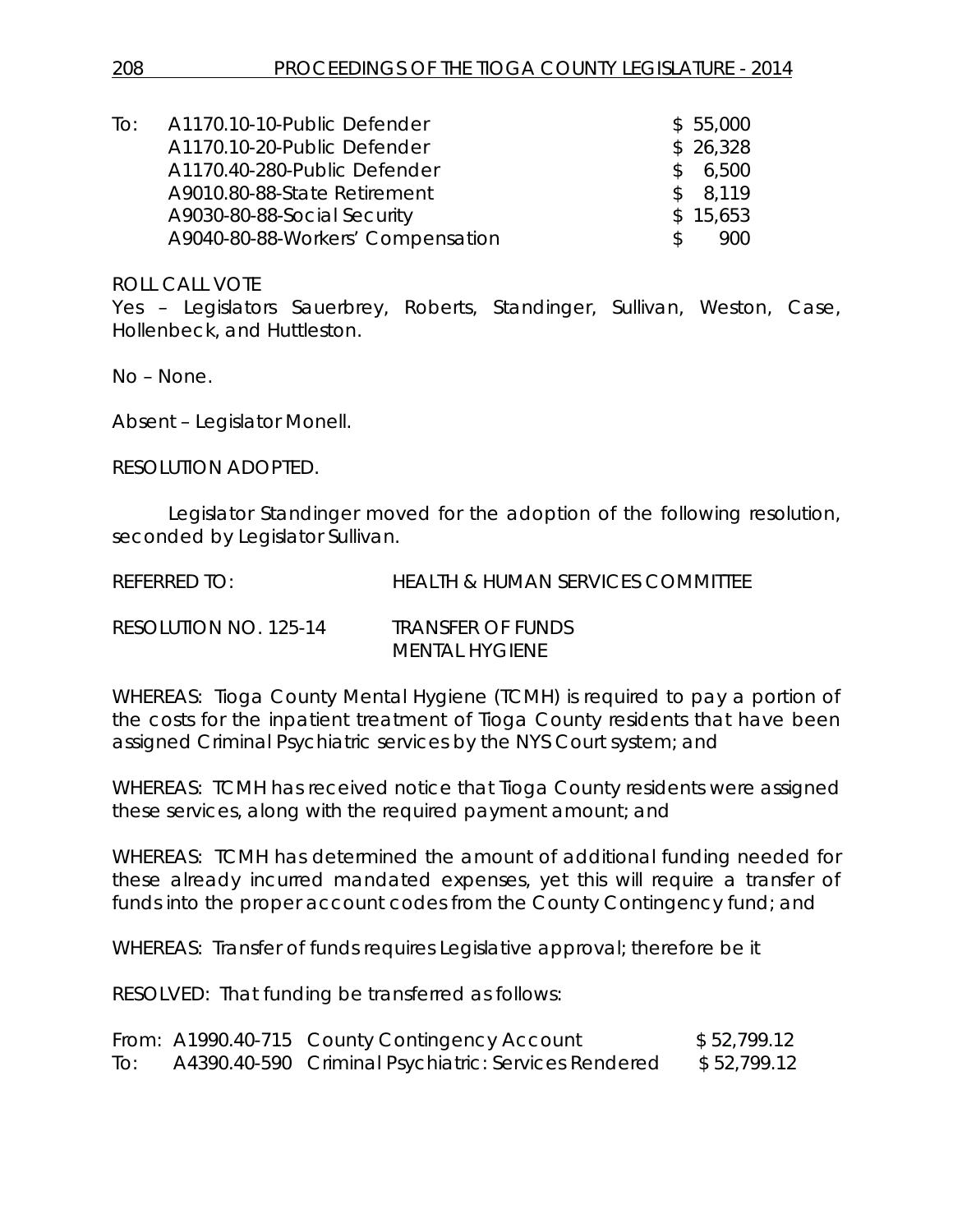| To: | A1170.10-10-Public Defender | $ 55,000 |
|---|---|---|
| | A1170.10-20-Public Defender | $ 26,328 |
| | A1170.40-280-Public Defender | $ 6,500 |
| | A9010.80-88-State Retirement | $ 8,119 |
| | A9030-80-88-Social Security | $ 15,653 |
| | A9040-80-88-Workers' Compensation | $ 900 |

ROLL CALL VOTE
Yes – Legislators Sauerbrey, Roberts, Standinger, Sullivan, Weston, Case, Hollenbeck, and Huttleston.

No – None.

Absent – Legislator Monell.

RESOLUTION ADOPTED.

Legislator Standinger moved for the adoption of the following resolution, seconded by Legislator Sullivan.

REFERRED TO: HEALTH & HUMAN SERVICES COMMITTEE

RESOLUTION NO. 125-14 TRANSFER OF FUNDS
MENTAL HYGIENE

WHEREAS: Tioga County Mental Hygiene (TCMH) is required to pay a portion of the costs for the inpatient treatment of Tioga County residents that have been assigned Criminal Psychiatric services by the NYS Court system; and

WHEREAS: TCMH has received notice that Tioga County residents were assigned these services, along with the required payment amount; and

WHEREAS: TCMH has determined the amount of additional funding needed for these already incurred mandated expenses, yet this will require a transfer of funds into the proper account codes from the County Contingency fund; and

WHEREAS: Transfer of funds requires Legislative approval; therefore be it

RESOLVED: That funding be transferred as follows:

| From: | A1990.40-715 | County Contingency Account | $ 52,799.12 |
|---|---|---|---|
| To: | A4390.40-590 | Criminal Psychiatric: Services Rendered | $ 52,799.12 |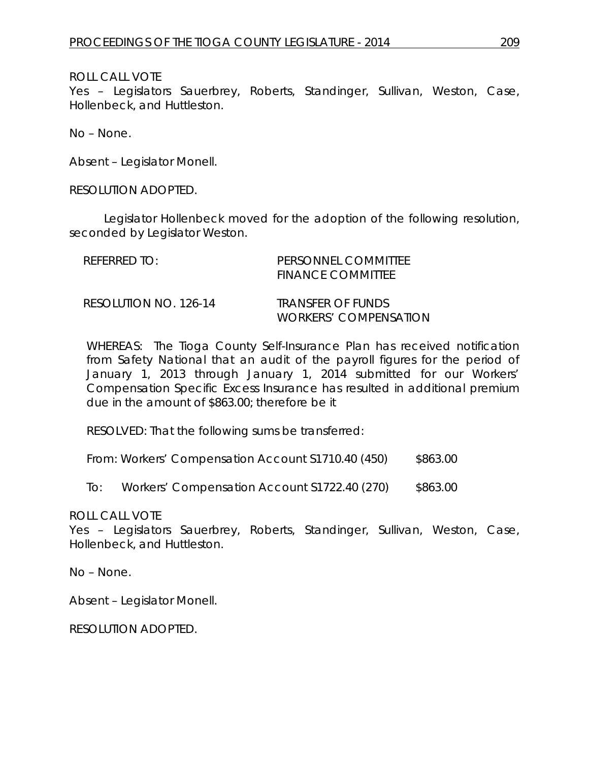ROLL CALL VOTE
Yes – Legislators Sauerbrey, Roberts, Standinger, Sullivan, Weston, Case, Hollenbeck, and Huttleston.

No – None.

Absent – Legislator Monell.

RESOLUTION ADOPTED.

Legislator Hollenbeck moved for the adoption of the following resolution, seconded by Legislator Weston.

| | |
|---|---|
| REFERRED TO: | PERSONNEL COMMITTEE<br>FINANCE COMMITTEE |
| RESOLUTION NO. 126-14 | TRANSFER OF FUNDS<br>WORKERS' COMPENSATION |

WHEREAS: The Tioga County Self-Insurance Plan has received notification from Safety National that an audit of the payroll figures for the period of January 1, 2013 through January 1, 2014 submitted for our Workers' Compensation Specific Excess Insurance has resulted in additional premium due in the amount of $863.00; therefore be it

RESOLVED: That the following sums be transferred:

From: Workers' Compensation Account S1710.40 (450) $863.00

To: Workers' Compensation Account S1722.40 (270) $863.00

ROLL CALL VOTE
Yes – Legislators Sauerbrey, Roberts, Standinger, Sullivan, Weston, Case, Hollenbeck, and Huttleston.

No – None.

Absent – Legislator Monell.

RESOLUTION ADOPTED.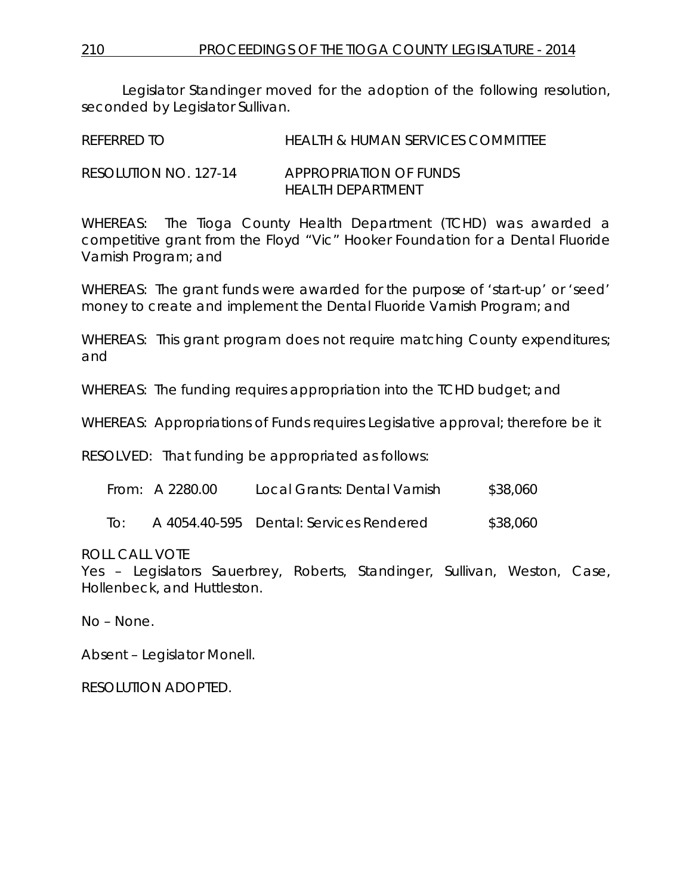Legislator Standinger moved for the adoption of the following resolution, seconded by Legislator Sullivan.

REFERRED TO HEALTH & HUMAN SERVICES COMMITTEE

RESOLUTION NO. 127-14 APPROPRIATION OF FUNDS HEALTH DEPARTMENT

WHEREAS: The Tioga County Health Department (TCHD) was awarded a competitive grant from the Floyd "Vic" Hooker Foundation for a Dental Fluoride Varnish Program; and

WHEREAS: The grant funds were awarded for the purpose of 'start-up' or 'seed' money to create and implement the Dental Fluoride Varnish Program; and

WHEREAS: This grant program does not require matching County expenditures; and

WHEREAS: The funding requires appropriation into the TCHD budget; and

WHEREAS: Appropriations of Funds requires Legislative approval; therefore be it

RESOLVED: That funding be appropriated as follows:

| | | | |
|---|---|---|---|
| From: | A 2280.00 | Local Grants: Dental Varnish | $38,060 |
| To: | A 4054.40-595 | Dental: Services Rendered | $38,060 |

ROLL CALL VOTE
Yes – Legislators Sauerbrey, Roberts, Standinger, Sullivan, Weston, Case, Hollenbeck, and Huttleston.

No – None.

Absent – Legislator Monell.

RESOLUTION ADOPTED.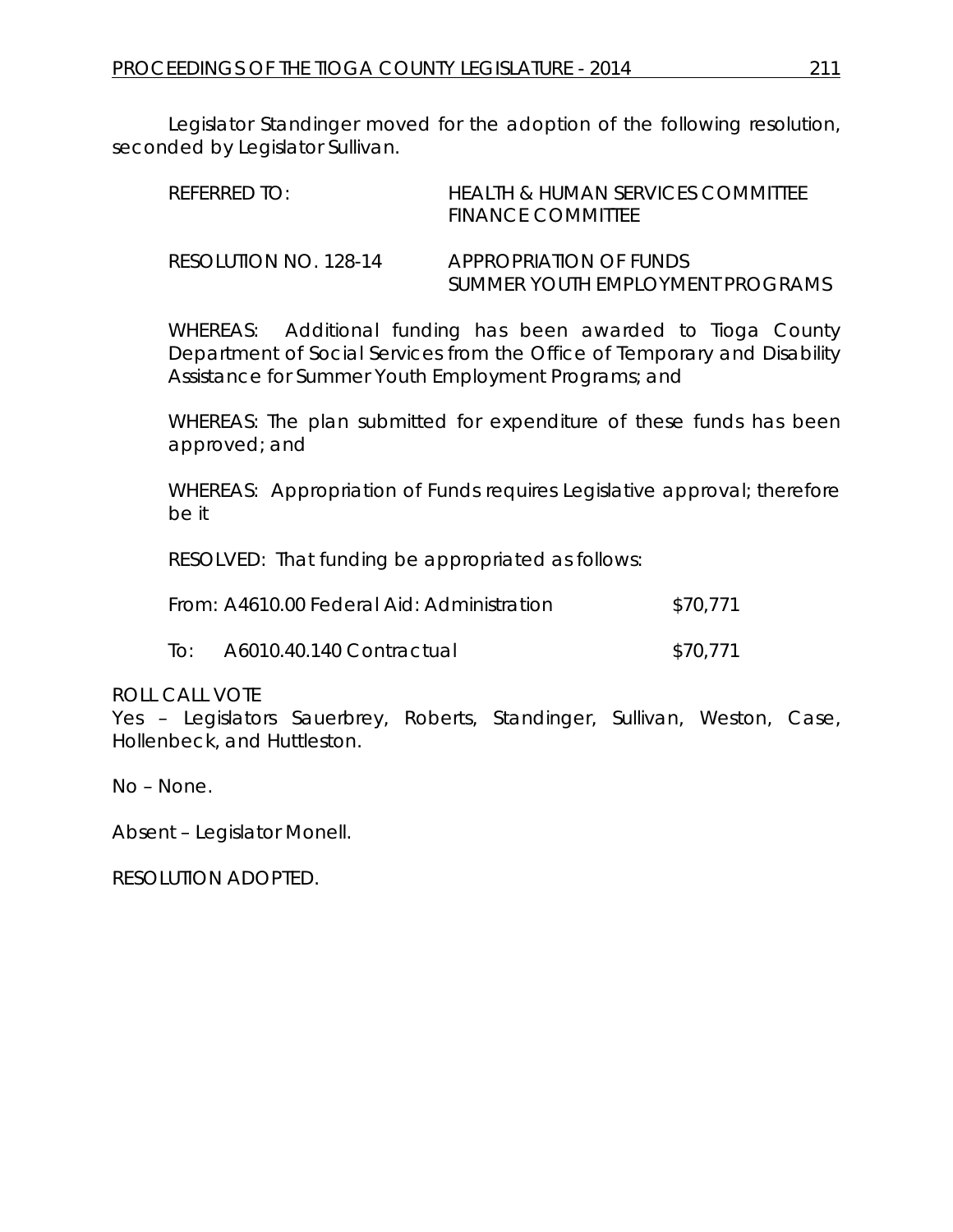Legislator Standinger moved for the adoption of the following resolution, seconded by Legislator Sullivan.

REFERRED TO: HEALTH & HUMAN SERVICES COMMITTEE
FINANCE COMMITTEE

RESOLUTION NO. 128-14 APPROPRIATION OF FUNDS
SUMMER YOUTH EMPLOYMENT PROGRAMS

WHEREAS: Additional funding has been awarded to Tioga County Department of Social Services from the Office of Temporary and Disability Assistance for Summer Youth Employment Programs; and

WHEREAS: The plan submitted for expenditure of these funds has been approved; and

WHEREAS: Appropriation of Funds requires Legislative approval; therefore be it

RESOLVED: That funding be appropriated as follows:

From: A4610.00 Federal Aid: Administration $70,771

To: A6010.40.140 Contractual $70,771

ROLL CALL VOTE
Yes – Legislators Sauerbrey, Roberts, Standinger, Sullivan, Weston, Case, Hollenbeck, and Huttleston.

No – None.

Absent – Legislator Monell.

RESOLUTION ADOPTED.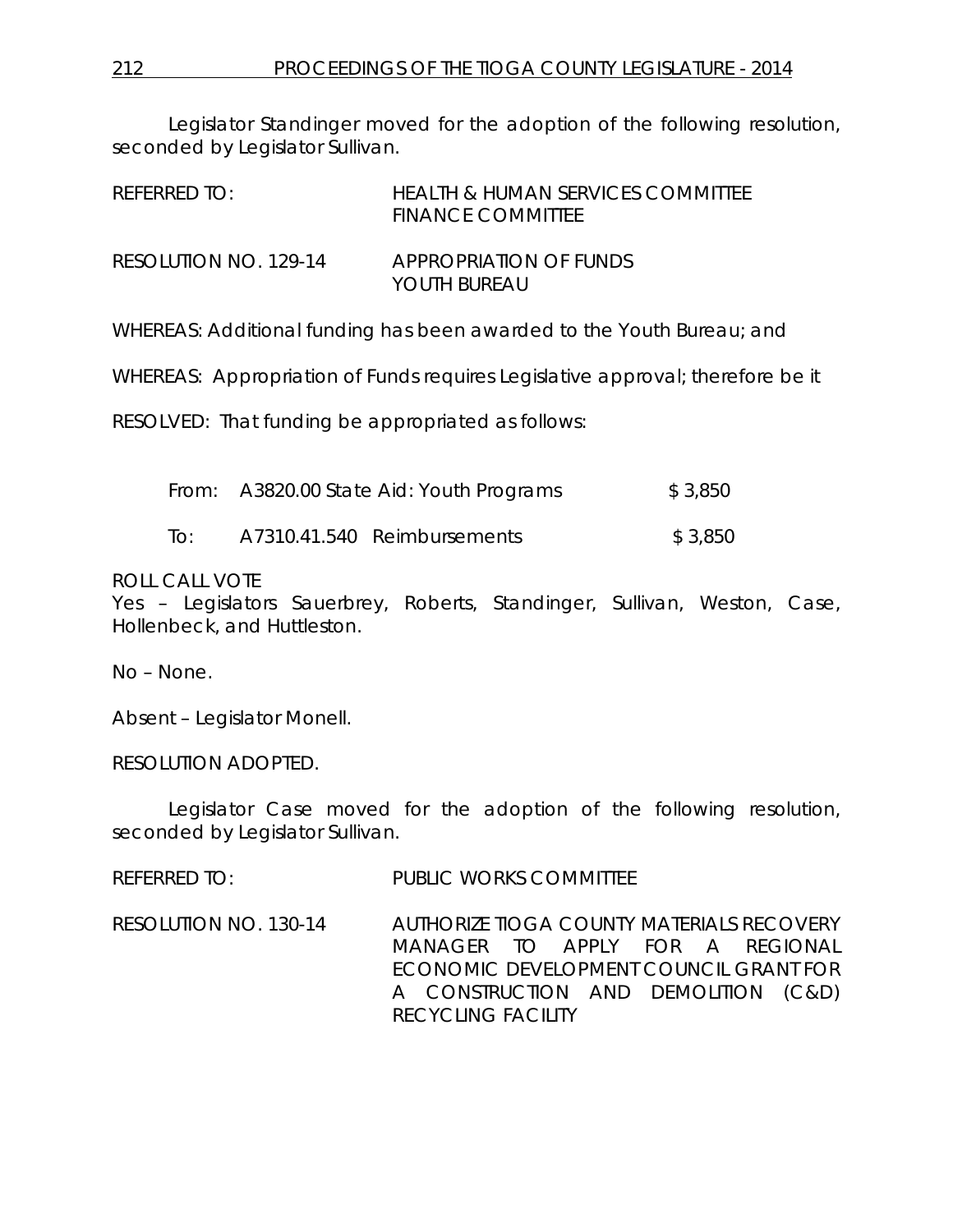Legislator Standinger moved for the adoption of the following resolution, seconded by Legislator Sullivan.

REFERRED TO: HEALTH & HUMAN SERVICES COMMITTEE
FINANCE COMMITTEE

RESOLUTION NO. 129-14 APPROPRIATION OF FUNDS
YOUTH BUREAU

WHEREAS: Additional funding has been awarded to the Youth Bureau; and

WHEREAS: Appropriation of Funds requires Legislative approval; therefore be it

RESOLVED: That funding be appropriated as follows:

| | | |
|---|---|---|
| From: | A3820.00 State Aid: Youth Programs | $ 3,850 |
| To: | A7310.41.540 Reimbursements | $ 3,850 |

ROLL CALL VOTE
Yes – Legislators Sauerbrey, Roberts, Standinger, Sullivan, Weston, Case, Hollenbeck, and Huttleston.

No – None.

Absent – Legislator Monell.

RESOLUTION ADOPTED.

Legislator Case moved for the adoption of the following resolution, seconded by Legislator Sullivan.

REFERRED TO: PUBLIC WORKS COMMITTEE

RESOLUTION NO. 130-14 AUTHORIZE TIOGA COUNTY MATERIALS RECOVERY MANAGER TO APPLY FOR A REGIONAL ECONOMIC DEVELOPMENT COUNCIL GRANT FOR A CONSTRUCTION AND DEMOLITION (C&D) RECYCLING FACILITY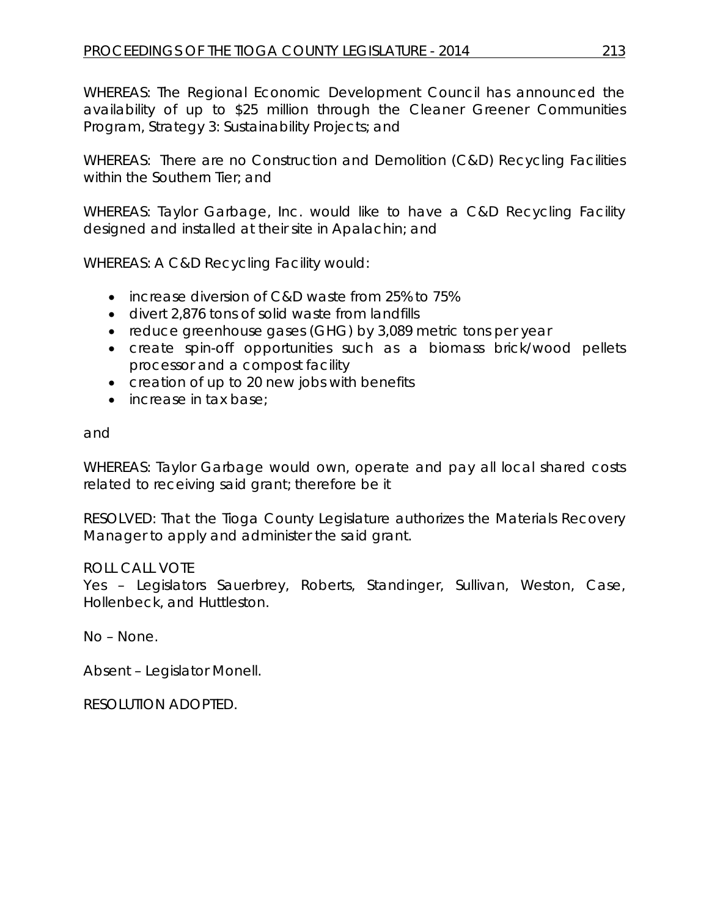WHEREAS: The Regional Economic Development Council has announced the availability of up to $25 million through the Cleaner Greener Communities Program, Strategy 3: Sustainability Projects; and

WHEREAS: There are no Construction and Demolition (C&D) Recycling Facilities within the Southern Tier; and

WHEREAS: Taylor Garbage, Inc. would like to have a C&D Recycling Facility designed and installed at their site in Apalachin; and

WHEREAS: A C&D Recycling Facility would:

- increase diversion of C&D waste from 25% to 75%
- divert 2,876 tons of solid waste from landfills
- reduce greenhouse gases (GHG) by 3,089 metric tons per year
- create spin-off opportunities such as a biomass brick/wood pellets processor and a compost facility
- creation of up to 20 new jobs with benefits
- increase in tax base;

and

WHEREAS: Taylor Garbage would own, operate and pay all local shared costs related to receiving said grant; therefore be it

RESOLVED: That the Tioga County Legislature authorizes the Materials Recovery Manager to apply and administer the said grant.

ROLL CALL VOTE
Yes – Legislators Sauerbrey, Roberts, Standinger, Sullivan, Weston, Case, Hollenbeck, and Huttleston.

No – None.

Absent – Legislator Monell.

RESOLUTION ADOPTED.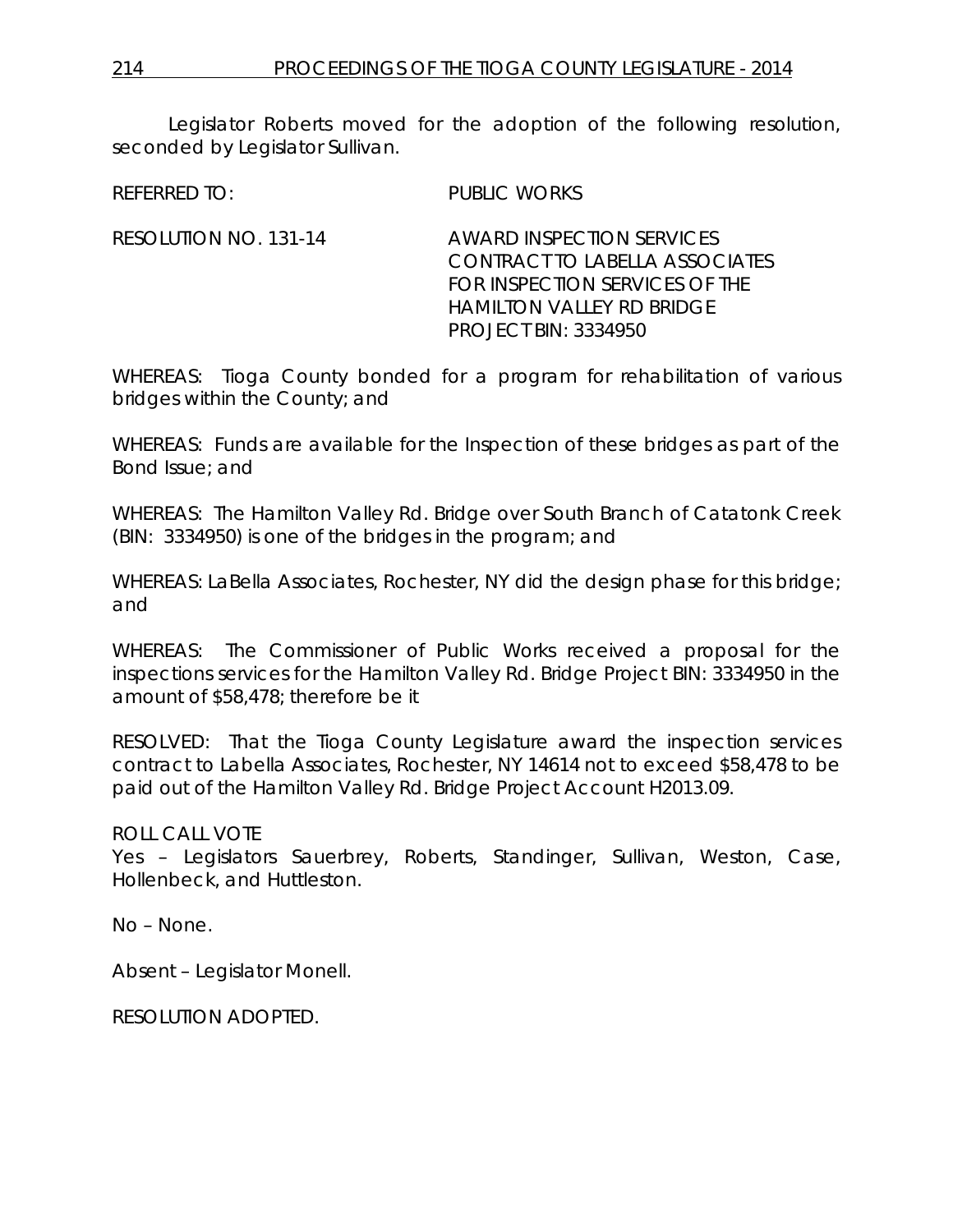Legislator Roberts moved for the adoption of the following resolution, seconded by Legislator Sullivan.

REFERRED TO: PUBLIC WORKS

RESOLUTION NO. 131-14 AWARD INSPECTION SERVICES CONTRACT TO LABELLA ASSOCIATES FOR INSPECTION SERVICES OF THE HAMILTON VALLEY RD BRIDGE PROJECT BIN: 3334950

WHEREAS: Tioga County bonded for a program for rehabilitation of various bridges within the County; and

WHEREAS: Funds are available for the Inspection of these bridges as part of the Bond Issue; and

WHEREAS: The Hamilton Valley Rd. Bridge over South Branch of Catatonk Creek (BIN: 3334950) is one of the bridges in the program; and

WHEREAS: LaBella Associates, Rochester, NY did the design phase for this bridge; and

WHEREAS: The Commissioner of Public Works received a proposal for the inspections services for the Hamilton Valley Rd. Bridge Project BIN: 3334950 in the amount of $58,478; therefore be it

RESOLVED: That the Tioga County Legislature award the inspection services contract to Labella Associates, Rochester, NY 14614 not to exceed $58,478 to be paid out of the Hamilton Valley Rd. Bridge Project Account H2013.09.

ROLL CALL VOTE
Yes – Legislators Sauerbrey, Roberts, Standinger, Sullivan, Weston, Case, Hollenbeck, and Huttleston.

No – None.

Absent – Legislator Monell.

RESOLUTION ADOPTED.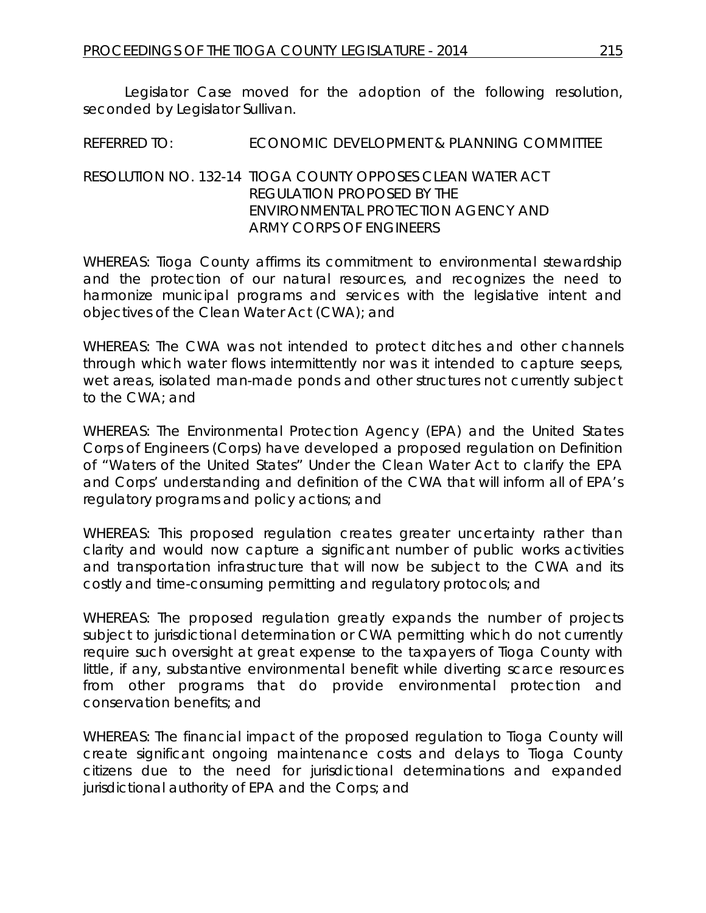Legislator Case moved for the adoption of the following resolution, seconded by Legislator Sullivan.

REFERRED TO: ECONOMIC DEVELOPMENT & PLANNING COMMITTEE

RESOLUTION NO. 132-14 TIOGA COUNTY OPPOSES CLEAN WATER ACT REGULATION PROPOSED BY THE ENVIRONMENTAL PROTECTION AGENCY AND ARMY CORPS OF ENGINEERS

WHEREAS: Tioga County affirms its commitment to environmental stewardship and the protection of our natural resources, and recognizes the need to harmonize municipal programs and services with the legislative intent and objectives of the Clean Water Act (CWA); and

WHEREAS: The CWA was not intended to protect ditches and other channels through which water flows intermittently nor was it intended to capture seeps, wet areas, isolated man-made ponds and other structures not currently subject to the CWA; and

WHEREAS: The Environmental Protection Agency (EPA) and the United States Corps of Engineers (Corps) have developed a proposed regulation on Definition of "Waters of the United States" Under the Clean Water Act to clarify the EPA and Corps' understanding and definition of the CWA that will inform all of EPA's regulatory programs and policy actions; and

WHEREAS: This proposed regulation creates greater uncertainty rather than clarity and would now capture a significant number of public works activities and transportation infrastructure that will now be subject to the CWA and its costly and time-consuming permitting and regulatory protocols; and

WHEREAS: The proposed regulation greatly expands the number of projects subject to jurisdictional determination or CWA permitting which do not currently require such oversight at great expense to the taxpayers of Tioga County with little, if any, substantive environmental benefit while diverting scarce resources from other programs that do provide environmental protection and conservation benefits; and

WHEREAS: The financial impact of the proposed regulation to Tioga County will create significant ongoing maintenance costs and delays to Tioga County citizens due to the need for jurisdictional determinations and expanded jurisdictional authority of EPA and the Corps; and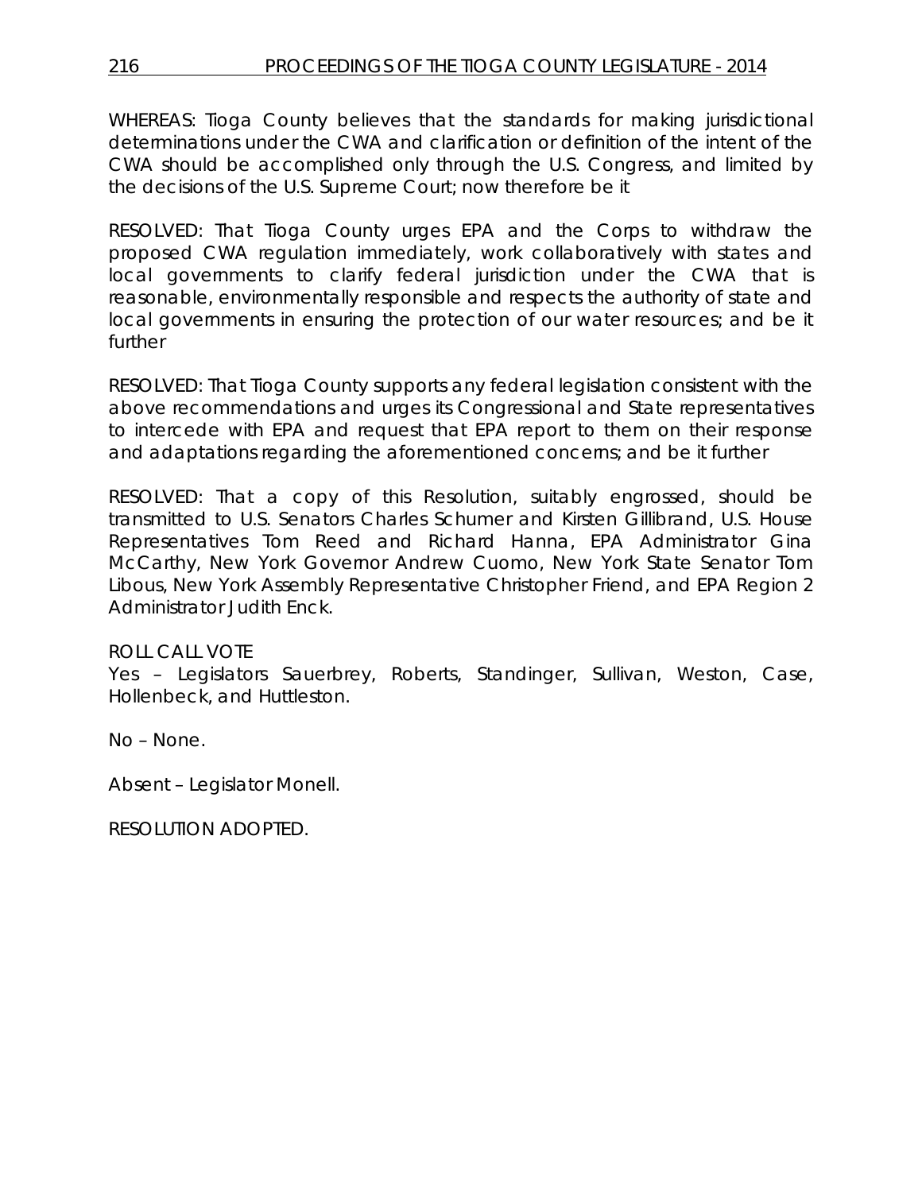WHEREAS: Tioga County believes that the standards for making jurisdictional determinations under the CWA and clarification or definition of the intent of the CWA should be accomplished only through the U.S. Congress, and limited by the decisions of the U.S. Supreme Court; now therefore be it

RESOLVED: That Tioga County urges EPA and the Corps to withdraw the proposed CWA regulation immediately, work collaboratively with states and local governments to clarify federal jurisdiction under the CWA that is reasonable, environmentally responsible and respects the authority of state and local governments in ensuring the protection of our water resources; and be it further

RESOLVED: That Tioga County supports any federal legislation consistent with the above recommendations and urges its Congressional and State representatives to intercede with EPA and request that EPA report to them on their response and adaptations regarding the aforementioned concerns; and be it further

RESOLVED: That a copy of this Resolution, suitably engrossed, should be transmitted to U.S. Senators Charles Schumer and Kirsten Gillibrand, U.S. House Representatives Tom Reed and Richard Hanna, EPA Administrator Gina McCarthy, New York Governor Andrew Cuomo, New York State Senator Tom Libous, New York Assembly Representative Christopher Friend, and EPA Region 2 Administrator Judith Enck.

ROLL CALL VOTE
Yes – Legislators Sauerbrey, Roberts, Standinger, Sullivan, Weston, Case, Hollenbeck, and Huttleston.

No – None.

Absent – Legislator Monell.

RESOLUTION ADOPTED.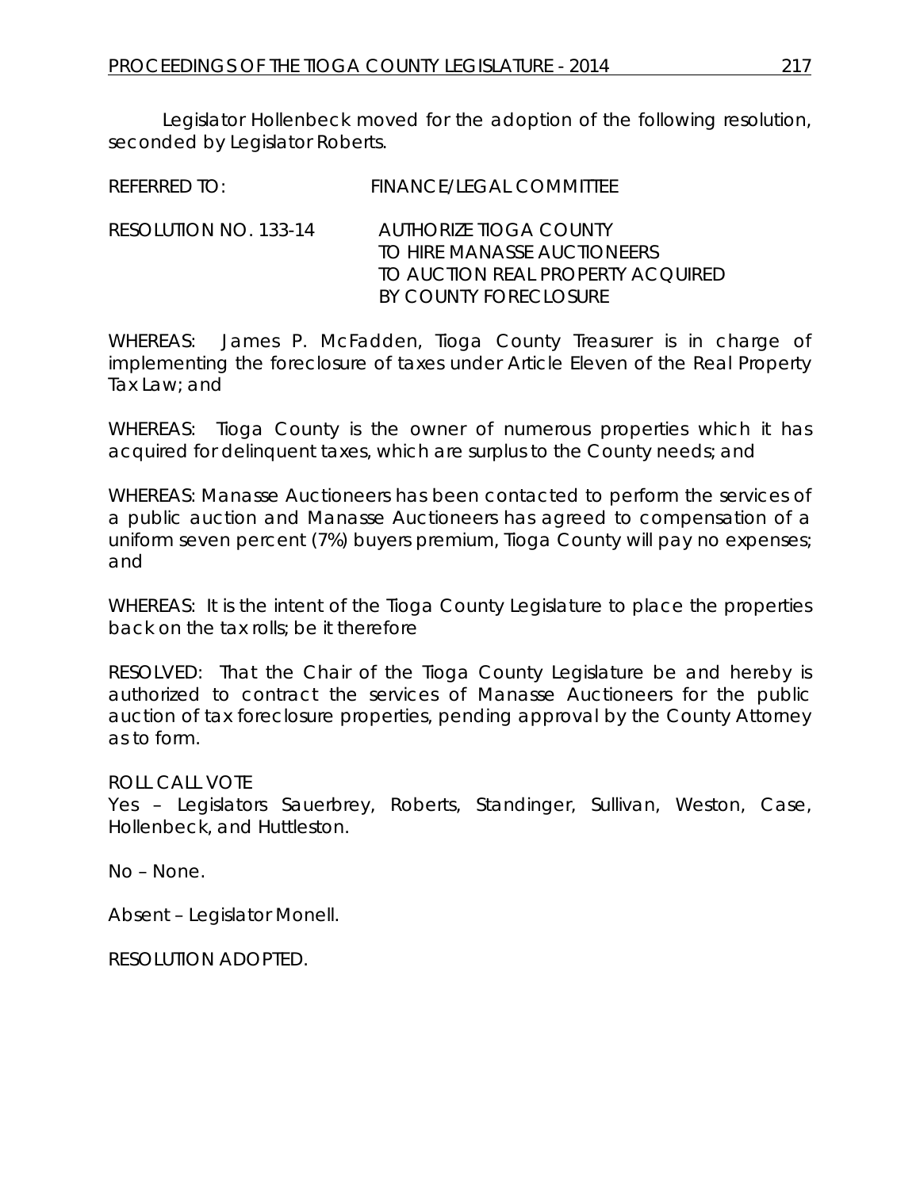Legislator Hollenbeck moved for the adoption of the following resolution, seconded by Legislator Roberts.

REFERRED TO: FINANCE/LEGAL COMMITTEE

RESOLUTION NO. 133-14 AUTHORIZE TIOGA COUNTY TO HIRE MANASSE AUCTIONEERS TO AUCTION REAL PROPERTY ACQUIRED BY COUNTY FORECLOSURE

WHEREAS: James P. McFadden, Tioga County Treasurer is in charge of implementing the foreclosure of taxes under Article Eleven of the Real Property Tax Law; and

WHEREAS: Tioga County is the owner of numerous properties which it has acquired for delinquent taxes, which are surplus to the County needs; and

WHEREAS: Manasse Auctioneers has been contacted to perform the services of a public auction and Manasse Auctioneers has agreed to compensation of a uniform seven percent (7%) buyers premium, Tioga County will pay no expenses; and

WHEREAS: It is the intent of the Tioga County Legislature to place the properties back on the tax rolls; be it therefore

RESOLVED: That the Chair of the Tioga County Legislature be and hereby is authorized to contract the services of Manasse Auctioneers for the public auction of tax foreclosure properties, pending approval by the County Attorney as to form.

ROLL CALL VOTE
Yes – Legislators Sauerbrey, Roberts, Standinger, Sullivan, Weston, Case, Hollenbeck, and Huttleston.

No – None.

Absent – Legislator Monell.

RESOLUTION ADOPTED.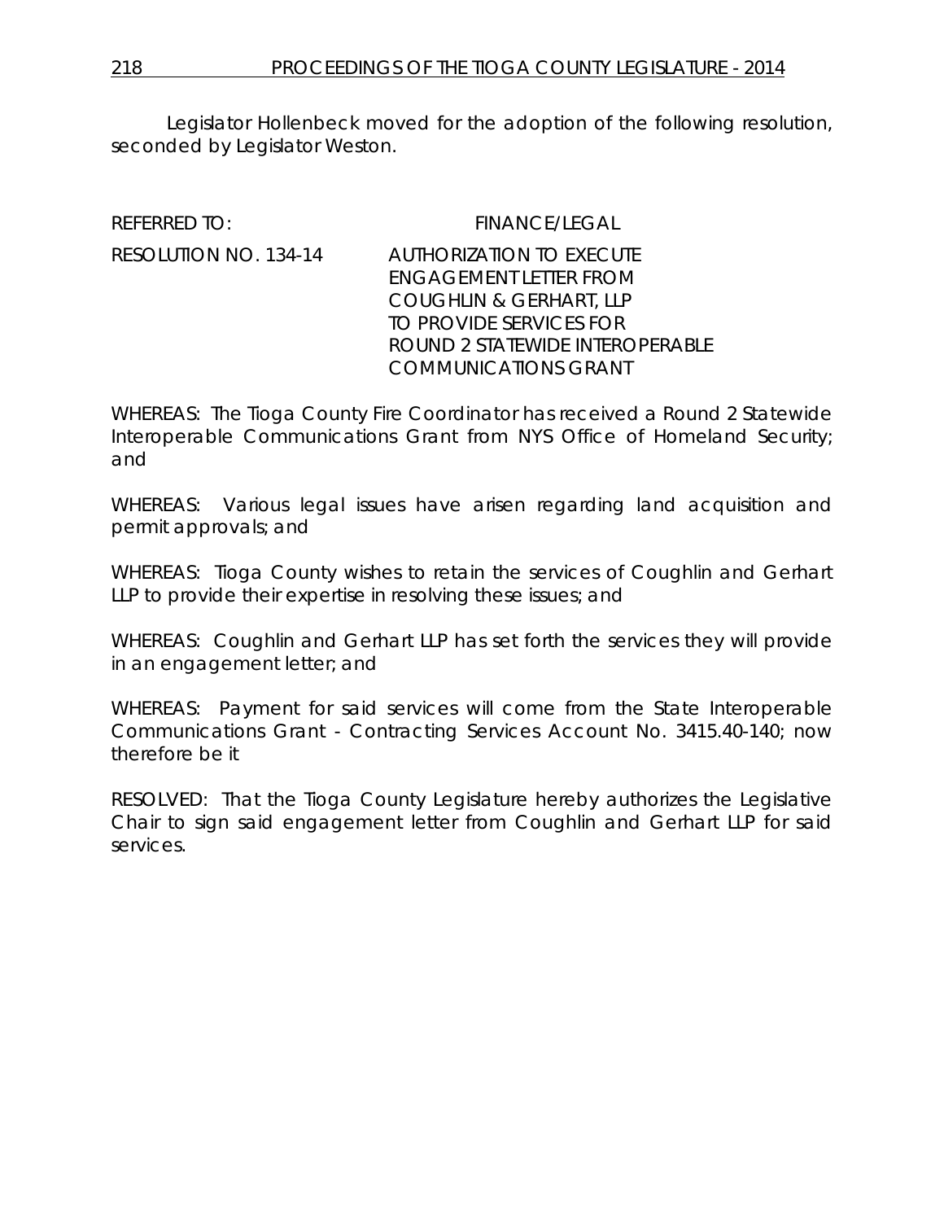Legislator Hollenbeck moved for the adoption of the following resolution, seconded by Legislator Weston.

REFERRED TO: FINANCE/LEGAL

RESOLUTION NO. 134-14 AUTHORIZATION TO EXECUTE ENGAGEMENT LETTER FROM COUGHLIN & GERHART, LLP TO PROVIDE SERVICES FOR ROUND 2 STATEWIDE INTEROPERABLE COMMUNICATIONS GRANT

WHEREAS: The Tioga County Fire Coordinator has received a Round 2 Statewide Interoperable Communications Grant from NYS Office of Homeland Security; and

WHEREAS: Various legal issues have arisen regarding land acquisition and permit approvals; and

WHEREAS: Tioga County wishes to retain the services of Coughlin and Gerhart LLP to provide their expertise in resolving these issues; and

WHEREAS: Coughlin and Gerhart LLP has set forth the services they will provide in an engagement letter; and

WHEREAS: Payment for said services will come from the State Interoperable Communications Grant - Contracting Services Account No. 3415.40-140; now therefore be it

RESOLVED: That the Tioga County Legislature hereby authorizes the Legislative Chair to sign said engagement letter from Coughlin and Gerhart LLP for said services.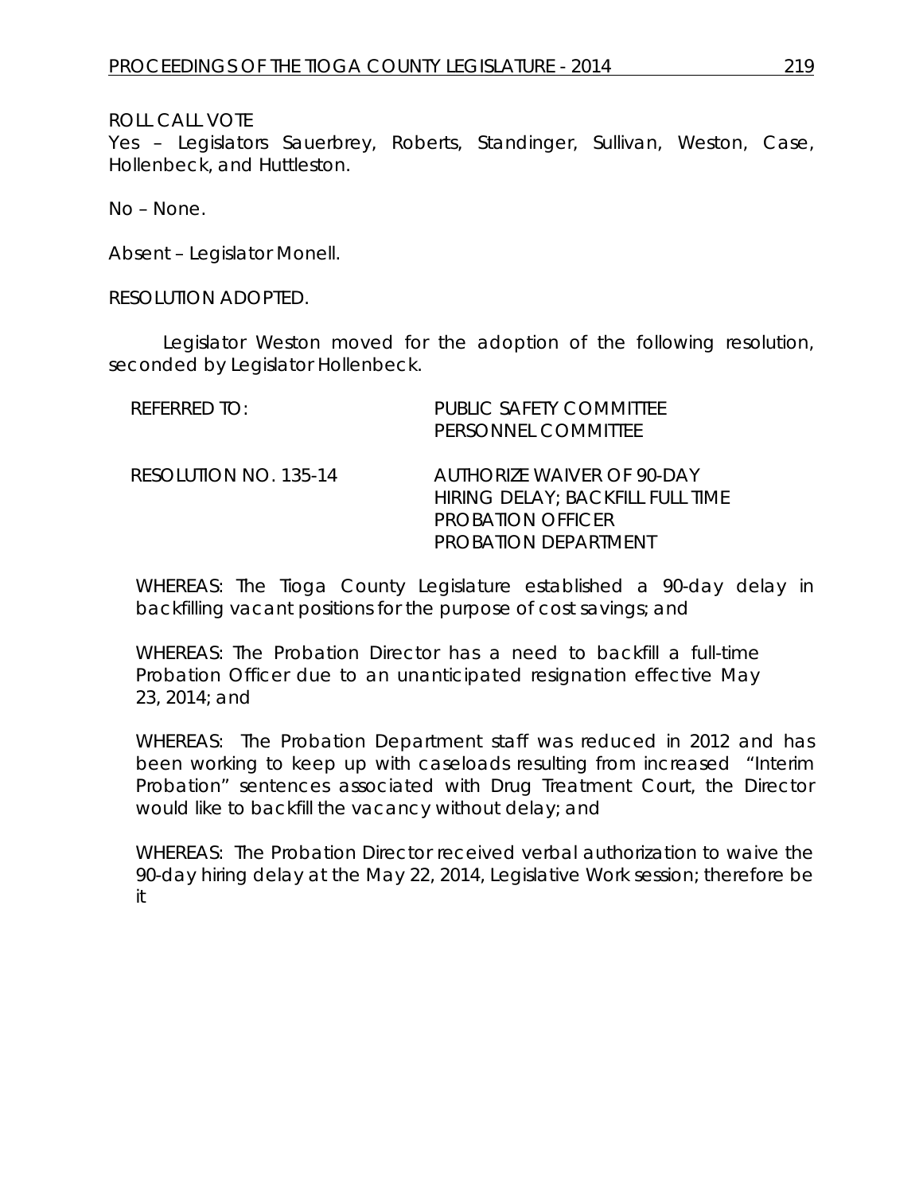ROLL CALL VOTE
Yes – Legislators Sauerbrey, Roberts, Standinger, Sullivan, Weston, Case, Hollenbeck, and Huttleston.

No – None.

Absent – Legislator Monell.

RESOLUTION ADOPTED.

Legislator Weston moved for the adoption of the following resolution, seconded by Legislator Hollenbeck.

REFERRED TO: PUBLIC SAFETY COMMITTEE
PERSONNEL COMMITTEE

RESOLUTION NO. 135-14 AUTHORIZE WAIVER OF 90-DAY HIRING DELAY; BACKFILL FULL TIME PROBATION OFFICER PROBATION DEPARTMENT

WHEREAS: The Tioga County Legislature established a 90-day delay in backfilling vacant positions for the purpose of cost savings; and

WHEREAS: The Probation Director has a need to backfill a full-time Probation Officer due to an unanticipated resignation effective May 23, 2014; and

WHEREAS: The Probation Department staff was reduced in 2012 and has been working to keep up with caseloads resulting from increased "Interim Probation" sentences associated with Drug Treatment Court, the Director would like to backfill the vacancy without delay; and

WHEREAS: The Probation Director received verbal authorization to waive the 90-day hiring delay at the May 22, 2014, Legislative Work session; therefore be it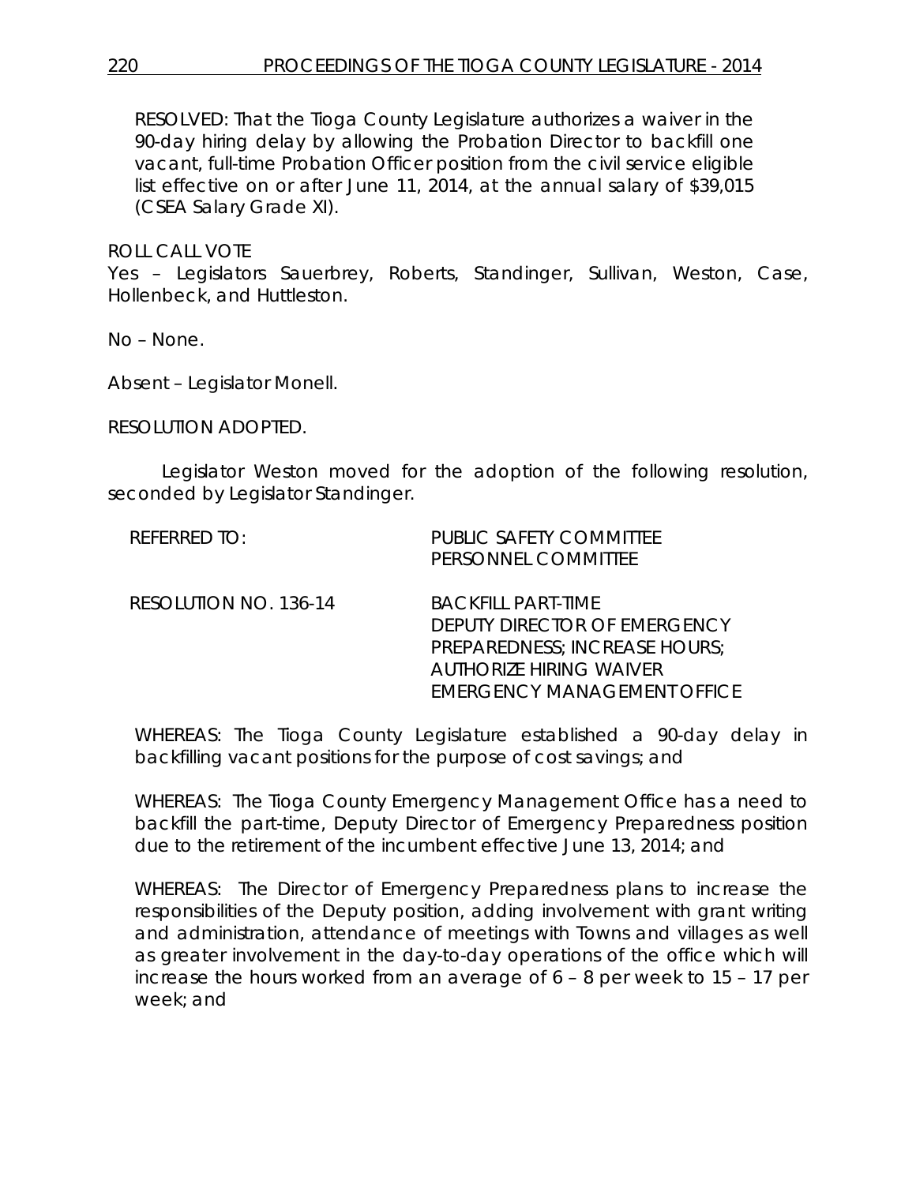RESOLVED: That the Tioga County Legislature authorizes a waiver in the 90-day hiring delay by allowing the Probation Director to backfill one vacant, full-time Probation Officer position from the civil service eligible list effective on or after June 11, 2014, at the annual salary of $39,015 (CSEA Salary Grade XI).

ROLL CALL VOTE
Yes – Legislators Sauerbrey, Roberts, Standinger, Sullivan, Weston, Case, Hollenbeck, and Huttleston.

No – None.

Absent – Legislator Monell.

RESOLUTION ADOPTED.

Legislator Weston moved for the adoption of the following resolution, seconded by Legislator Standinger.

| | |
|---|---|
| REFERRED TO: | PUBLIC SAFETY COMMITTEE<br>PERSONNEL COMMITTEE |
| RESOLUTION NO. 136-14 | BACKFILL PART-TIME DEPUTY DIRECTOR OF EMERGENCY PREPAREDNESS; INCREASE HOURS; AUTHORIZE HIRING WAIVER EMERGENCY MANAGEMENT OFFICE |

WHEREAS: The Tioga County Legislature established a 90-day delay in backfilling vacant positions for the purpose of cost savings; and

WHEREAS: The Tioga County Emergency Management Office has a need to backfill the part-time, Deputy Director of Emergency Preparedness position due to the retirement of the incumbent effective June 13, 2014; and

WHEREAS: The Director of Emergency Preparedness plans to increase the responsibilities of the Deputy position, adding involvement with grant writing and administration, attendance of meetings with Towns and villages as well as greater involvement in the day-to-day operations of the office which will increase the hours worked from an average of 6 – 8 per week to 15 – 17 per week; and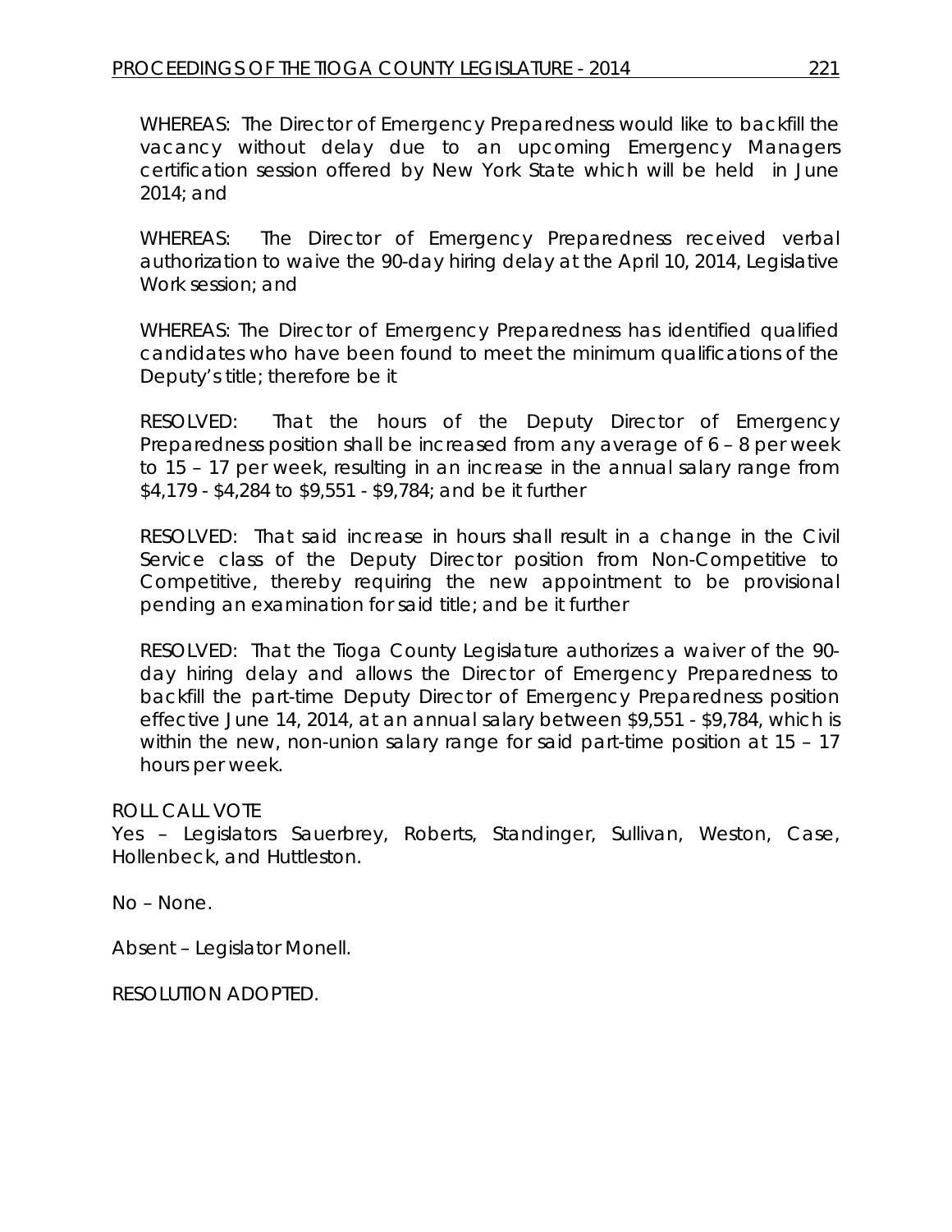WHEREAS: The Director of Emergency Preparedness would like to backfill the vacancy without delay due to an upcoming Emergency Managers certification session offered by New York State which will be held in June 2014; and

WHEREAS: The Director of Emergency Preparedness received verbal authorization to waive the 90-day hiring delay at the April 10, 2014, Legislative Work session; and

WHEREAS: The Director of Emergency Preparedness has identified qualified candidates who have been found to meet the minimum qualifications of the Deputy's title; therefore be it

RESOLVED: That the hours of the Deputy Director of Emergency Preparedness position shall be increased from any average of 6 – 8 per week to 15 – 17 per week, resulting in an increase in the annual salary range from $4,179 - $4,284 to $9,551 - $9,784; and be it further

RESOLVED: That said increase in hours shall result in a change in the Civil Service class of the Deputy Director position from Non-Competitive to Competitive, thereby requiring the new appointment to be provisional pending an examination for said title; and be it further

RESOLVED: That the Tioga County Legislature authorizes a waiver of the 90-day hiring delay and allows the Director of Emergency Preparedness to backfill the part-time Deputy Director of Emergency Preparedness position effective June 14, 2014, at an annual salary between $9,551 - $9,784, which is within the new, non-union salary range for said part-time position at 15 – 17 hours per week.

ROLL CALL VOTE

Yes – Legislators Sauerbrey, Roberts, Standinger, Sullivan, Weston, Case, Hollenbeck, and Huttleston.

No – None.

Absent – Legislator Monell.

RESOLUTION ADOPTED.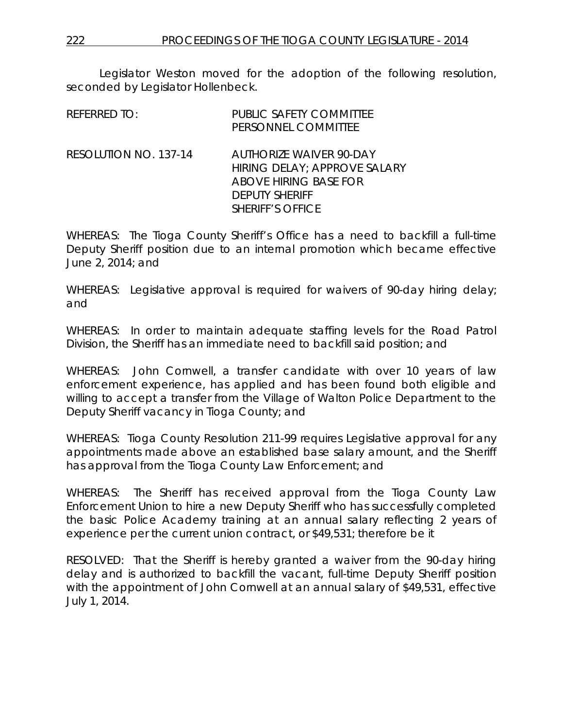Legislator Weston moved for the adoption of the following resolution, seconded by Legislator Hollenbeck.

REFERRED TO: PUBLIC SAFETY COMMITTEE
PERSONNEL COMMITTEE

RESOLUTION NO. 137-14 AUTHORIZE WAIVER 90-DAY HIRING DELAY; APPROVE SALARY ABOVE HIRING BASE FOR DEPUTY SHERIFF SHERIFF'S OFFICE

WHEREAS: The Tioga County Sheriff's Office has a need to backfill a full-time Deputy Sheriff position due to an internal promotion which became effective June 2, 2014; and

WHEREAS: Legislative approval is required for waivers of 90-day hiring delay; and

WHEREAS: In order to maintain adequate staffing levels for the Road Patrol Division, the Sheriff has an immediate need to backfill said position; and

WHEREAS: John Cornwell, a transfer candidate with over 10 years of law enforcement experience, has applied and has been found both eligible and willing to accept a transfer from the Village of Walton Police Department to the Deputy Sheriff vacancy in Tioga County; and

WHEREAS: Tioga County Resolution 211-99 requires Legislative approval for any appointments made above an established base salary amount, and the Sheriff has approval from the Tioga County Law Enforcement; and

WHEREAS: The Sheriff has received approval from the Tioga County Law Enforcement Union to hire a new Deputy Sheriff who has successfully completed the basic Police Academy training at an annual salary reflecting 2 years of experience per the current union contract, or $49,531; therefore be it

RESOLVED: That the Sheriff is hereby granted a waiver from the 90-day hiring delay and is authorized to backfill the vacant, full-time Deputy Sheriff position with the appointment of John Cornwell at an annual salary of $49,531, effective July 1, 2014.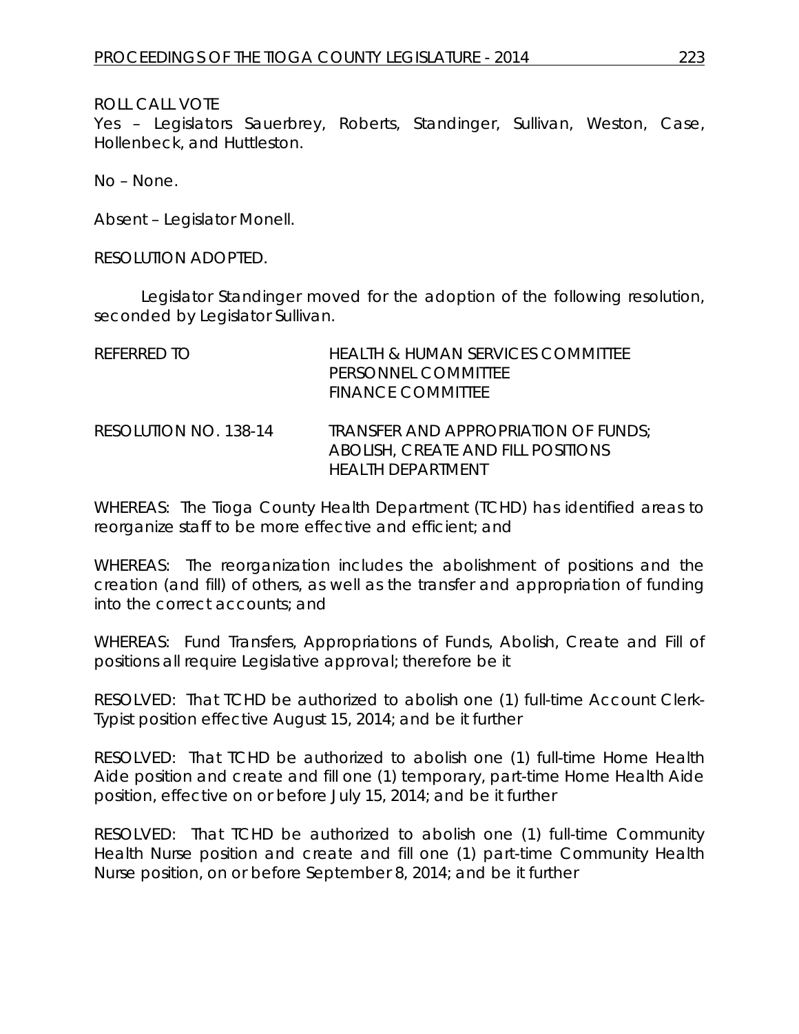ROLL CALL VOTE
Yes – Legislators Sauerbrey, Roberts, Standinger, Sullivan, Weston, Case, Hollenbeck, and Huttleston.

No – None.

Absent – Legislator Monell.

RESOLUTION ADOPTED.

Legislator Standinger moved for the adoption of the following resolution, seconded by Legislator Sullivan.

REFERRED TO: HEALTH & HUMAN SERVICES COMMITTEE
PERSONNEL COMMITTEE
FINANCE COMMITTEE

RESOLUTION NO. 138-14: TRANSFER AND APPROPRIATION OF FUNDS; ABOLISH, CREATE AND FILL POSITIONS HEALTH DEPARTMENT

WHEREAS: The Tioga County Health Department (TCHD) has identified areas to reorganize staff to be more effective and efficient; and

WHEREAS: The reorganization includes the abolishment of positions and the creation (and fill) of others, as well as the transfer and appropriation of funding into the correct accounts; and

WHEREAS: Fund Transfers, Appropriations of Funds, Abolish, Create and Fill of positions all require Legislative approval; therefore be it

RESOLVED: That TCHD be authorized to abolish one (1) full-time Account Clerk-Typist position effective August 15, 2014; and be it further

RESOLVED: That TCHD be authorized to abolish one (1) full-time Home Health Aide position and create and fill one (1) temporary, part-time Home Health Aide position, effective on or before July 15, 2014; and be it further

RESOLVED: That TCHD be authorized to abolish one (1) full-time Community Health Nurse position and create and fill one (1) part-time Community Health Nurse position, on or before September 8, 2014; and be it further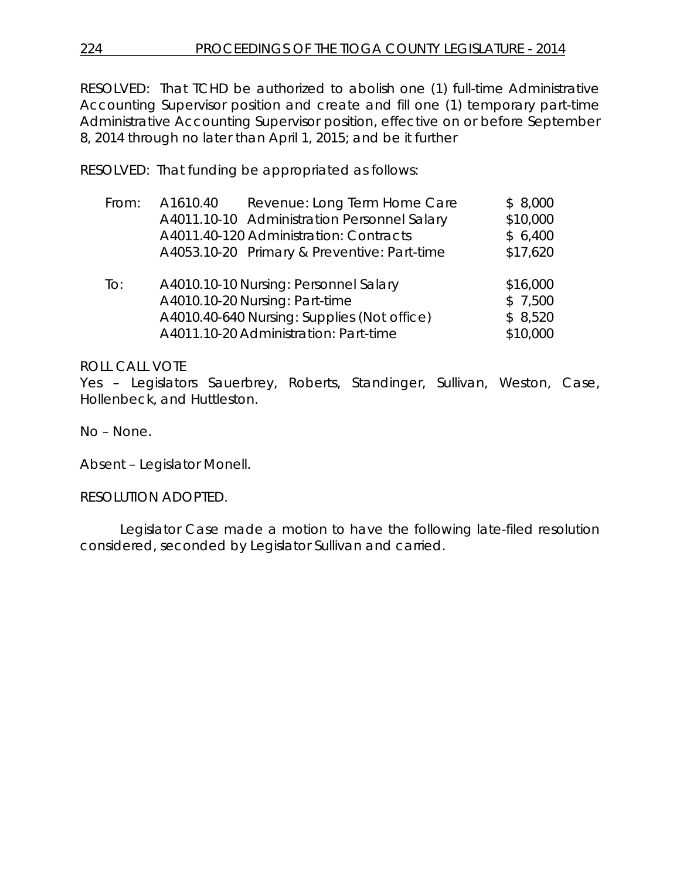RESOLVED: That TCHD be authorized to abolish one (1) full-time Administrative Accounting Supervisor position and create and fill one (1) temporary part-time Administrative Accounting Supervisor position, effective on or before September 8, 2014 through no later than April 1, 2015; and be it further

RESOLVED: That funding be appropriated as follows:

| | | | |
|---|---|---|---|
| From: | A1610.40 | Revenue: Long Term Home Care | $ 8,000 |
| | A4011.10-10 | Administration Personnel Salary | $10,000 |
| | A4011.40-120 | Administration: Contracts | $ 6,400 |
| | A4053.10-20 | Primary & Preventive: Part-time | $17,620 |
| To: | A4010.10-10 | Nursing: Personnel Salary | $16,000 |
| | A4010.10-20 | Nursing: Part-time | $ 7,500 |
| | A4010.40-640 | Nursing: Supplies (Not office) | $ 8,520 |
| | A4011.10-20 | Administration: Part-time | $10,000 |

ROLL CALL VOTE
Yes – Legislators Sauerbrey, Roberts, Standinger, Sullivan, Weston, Case, Hollenbeck, and Huttleston.

No – None.

Absent – Legislator Monell.

RESOLUTION ADOPTED.

Legislator Case made a motion to have the following late-filed resolution considered, seconded by Legislator Sullivan and carried.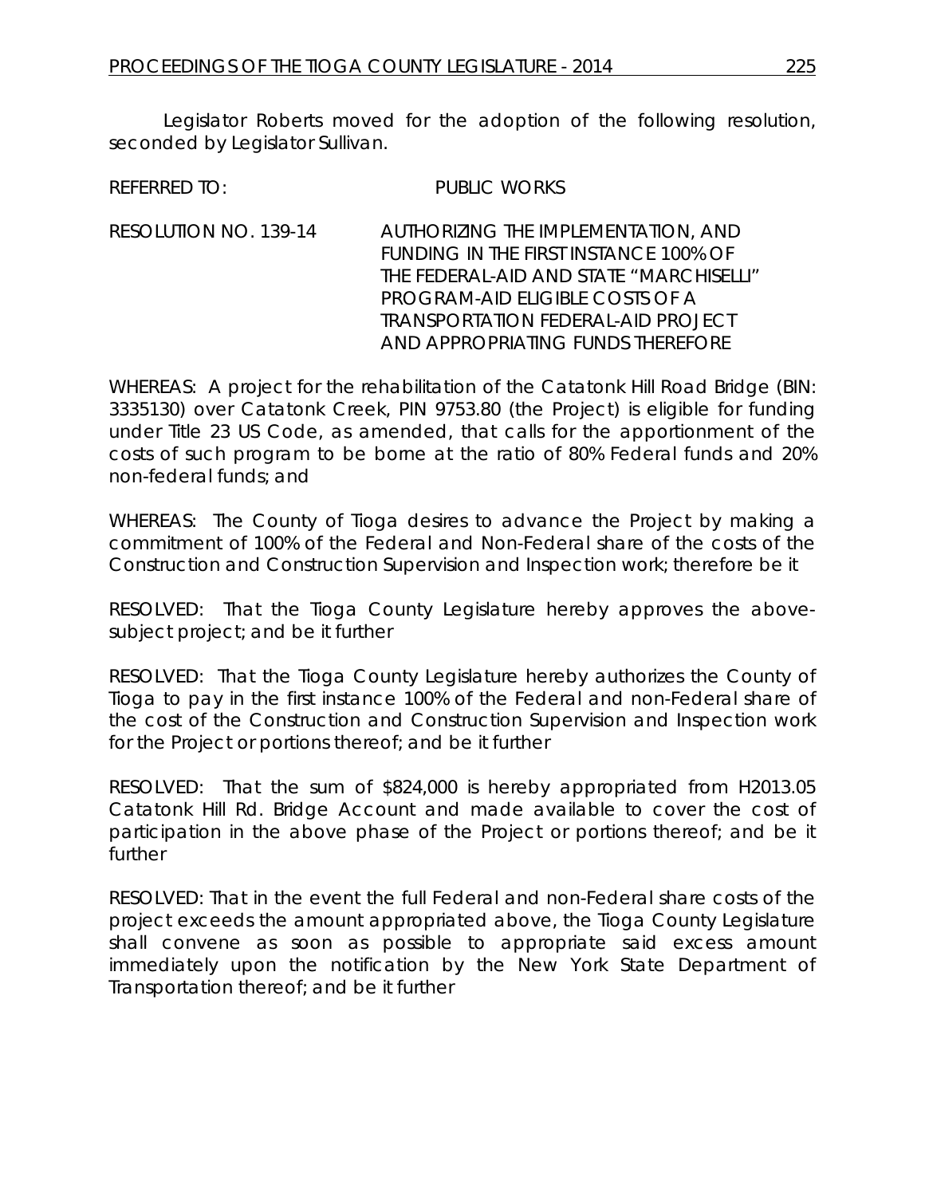Legislator Roberts moved for the adoption of the following resolution, seconded by Legislator Sullivan.

REFERRED TO: PUBLIC WORKS

RESOLUTION NO. 139-14 AUTHORIZING THE IMPLEMENTATION, AND FUNDING IN THE FIRST INSTANCE 100% OF THE FEDERAL-AID AND STATE "MARCHISELLI" PROGRAM-AID ELIGIBLE COSTS OF A TRANSPORTATION FEDERAL-AID PROJECT AND APPROPRIATING FUNDS THEREFORE

WHEREAS: A project for the rehabilitation of the Catatonk Hill Road Bridge (BIN: 3335130) over Catatonk Creek, PIN 9753.80 (the Project) is eligible for funding under Title 23 US Code, as amended, that calls for the apportionment of the costs of such program to be borne at the ratio of 80% Federal funds and 20% non-federal funds; and

WHEREAS: The County of Tioga desires to advance the Project by making a commitment of 100% of the Federal and Non-Federal share of the costs of the Construction and Construction Supervision and Inspection work; therefore be it

RESOLVED: That the Tioga County Legislature hereby approves the above-subject project; and be it further

RESOLVED: That the Tioga County Legislature hereby authorizes the County of Tioga to pay in the first instance 100% of the Federal and non-Federal share of the cost of the Construction and Construction Supervision and Inspection work for the Project or portions thereof; and be it further

RESOLVED: That the sum of $824,000 is hereby appropriated from H2013.05 Catatonk Hill Rd. Bridge Account and made available to cover the cost of participation in the above phase of the Project or portions thereof; and be it further

RESOLVED: That in the event the full Federal and non-Federal share costs of the project exceeds the amount appropriated above, the Tioga County Legislature shall convene as soon as possible to appropriate said excess amount immediately upon the notification by the New York State Department of Transportation thereof; and be it further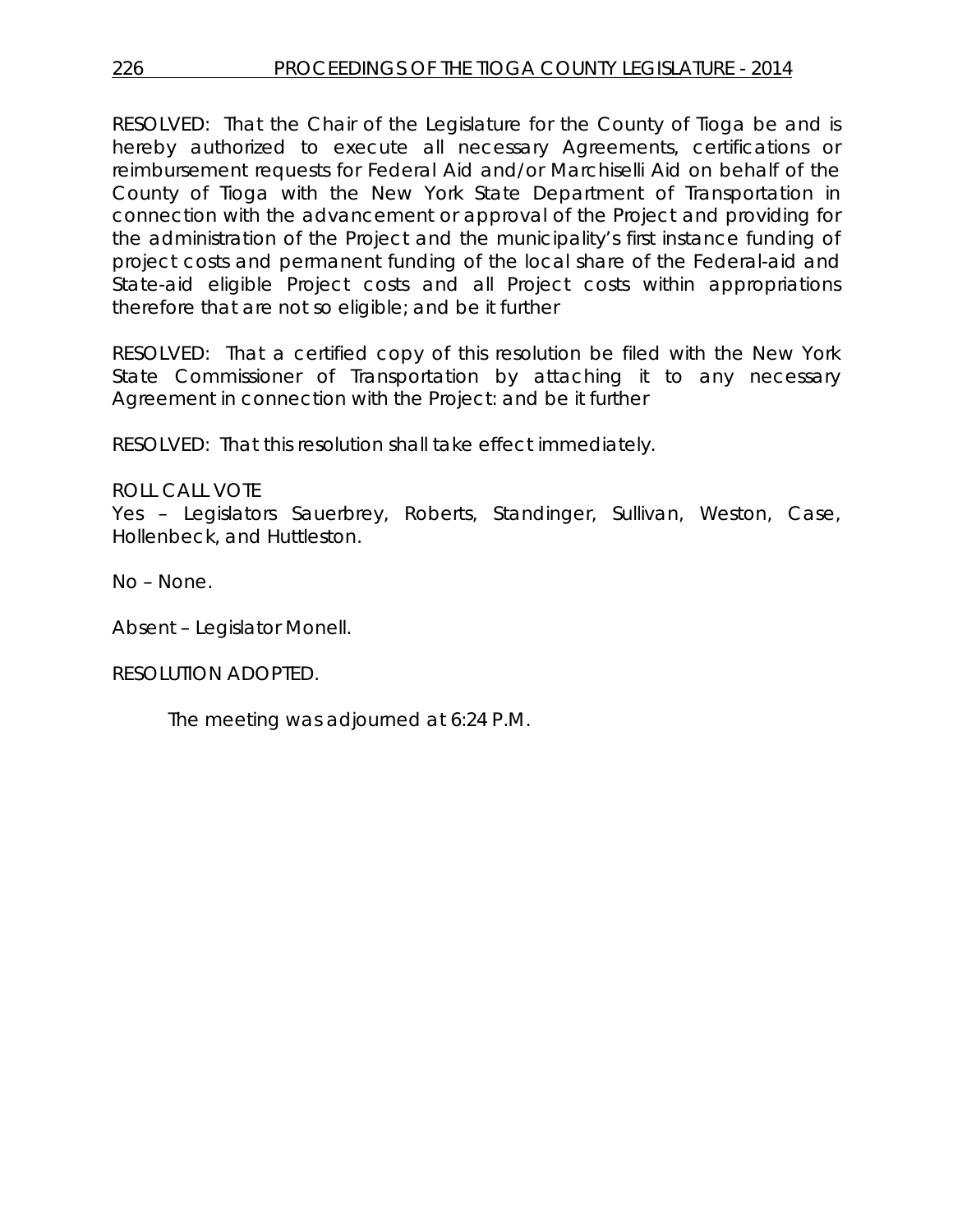RESOLVED: That the Chair of the Legislature for the County of Tioga be and is hereby authorized to execute all necessary Agreements, certifications or reimbursement requests for Federal Aid and/or Marchiselli Aid on behalf of the County of Tioga with the New York State Department of Transportation in connection with the advancement or approval of the Project and providing for the administration of the Project and the municipality's first instance funding of project costs and permanent funding of the local share of the Federal-aid and State-aid eligible Project costs and all Project costs within appropriations therefore that are not so eligible; and be it further

RESOLVED: That a certified copy of this resolution be filed with the New York State Commissioner of Transportation by attaching it to any necessary Agreement in connection with the Project: and be it further

RESOLVED: That this resolution shall take effect immediately.

ROLL CALL VOTE
Yes – Legislators Sauerbrey, Roberts, Standinger, Sullivan, Weston, Case, Hollenbeck, and Huttleston.

No – None.

Absent – Legislator Monell.

RESOLUTION ADOPTED.

The meeting was adjourned at 6:24 P.M.